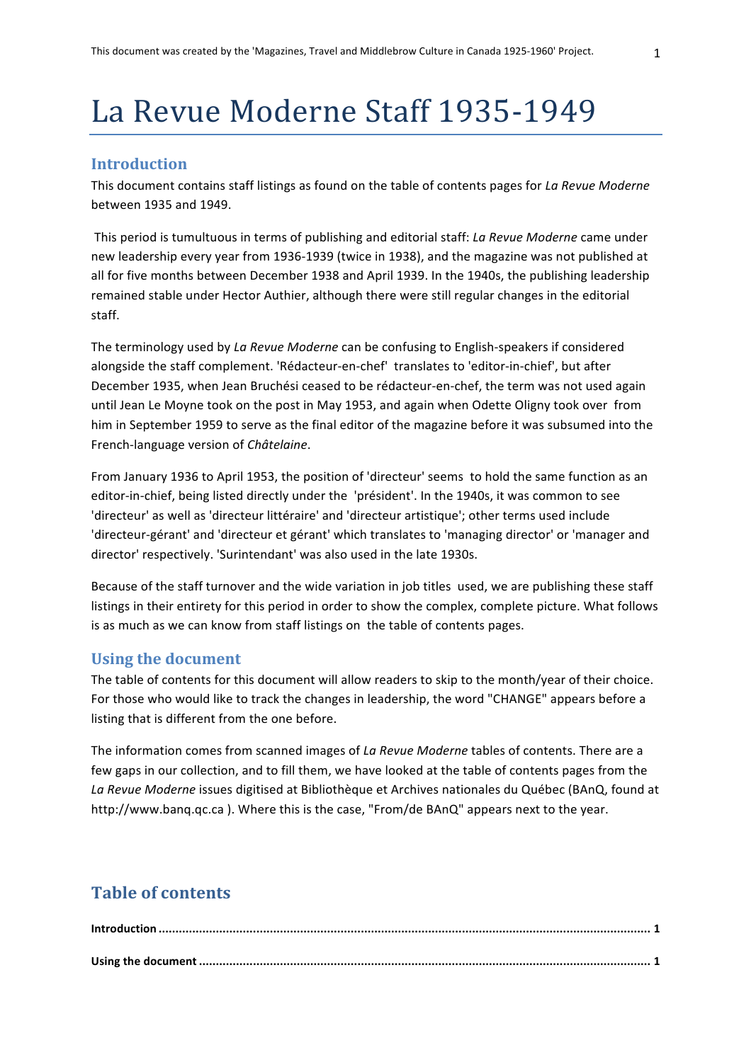# La Revue Moderne Staff 1935-1949

## Introduction

This document contains staff listings as found on the table of contents pages for *La Revue Moderne* between 1935 and 1949.

This period is tumultuous in terms of publishing and editorial staff: *La Revue Moderne* came under new leadership every year from 1936-1939 (twice in 1938), and the magazine was not published at all for five months between December 1938 and April 1939. In the 1940s, the publishing leadership remained stable under Hector Authier, although there were still regular changes in the editorial staff.

The terminology used by *La Revue Moderne* can be confusing to English-speakers if considered alongside the staff complement. 'Rédacteur-en-chef' translates to 'editor-in-chief', but after December 1935, when Jean Bruchési ceased to be rédacteur-en-chef, the term was not used again until Jean Le Moyne took on the post in May 1953, and again when Odette Oligny took over from him in September 1959 to serve as the final editor of the magazine before it was subsumed into the French-language version of *Châtelaine*.

From January 1936 to April 1953, the position of 'directeur' seems to hold the same function as an editor-in-chief, being listed directly under the 'président'. In the 1940s, it was common to see 'directeur' as well as 'directeur littéraire' and 'directeur artistique'; other terms used include 'directeur-gérant' and 'directeur et gérant' which translates to 'managing director' or 'manager and director' respectively. 'Surintendant' was also used in the late 1930s.

Because of the staff turnover and the wide variation in job titles used, we are publishing these staff listings in their entirety for this period in order to show the complex, complete picture. What follows is as much as we can know from staff listings on the table of contents pages.

## Using the document

The table of contents for this document will allow readers to skip to the month/year of their choice. For those who would like to track the changes in leadership, the word "CHANGE" appears before a listing that is different from the one before.

The information comes from scanned images of *La Revue Moderne* tables of contents. There are a few gaps in our collection, and to fill them, we have looked at the table of contents pages from the *La Revue Moderne* issues digitised at Bibliothèque et Archives nationales du Québec (BAnQ, found at http://www.banq.qc.ca ). Where this is the case, "From/de BAnQ" appears next to the year.

## Table of contents

**Introduction** .......... **1**

**Using the document** .......... **1**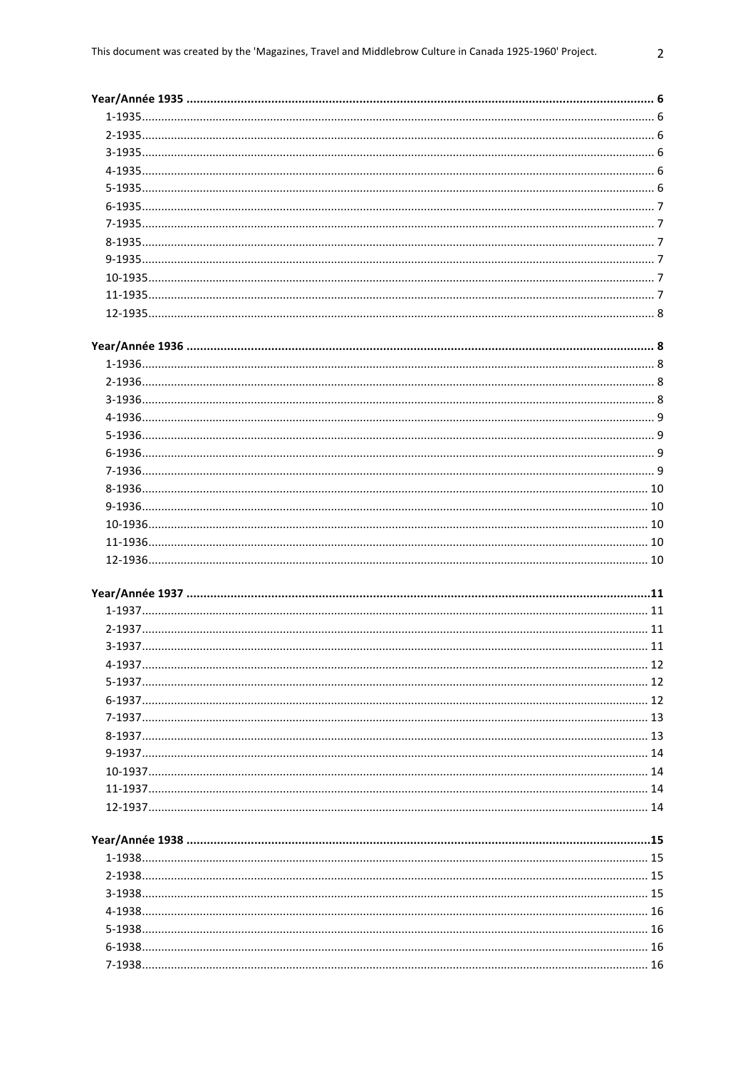**Year/Année 1935** ........................................................ 6

- 1-1935 ........................................................ 6
- 2-1935 ........................................................ 6
- 3-1935 ........................................................ 6
- 4-1935 ........................................................ 6
- 5-1935 ........................................................ 6
- 6-1935 ........................................................ 7
- 7-1935 ........................................................ 7
- 8-1935 ........................................................ 7
- 9-1935 ........................................................ 7
- 10-1935 ........................................................ 7
- 11-1935 ........................................................ 7
- 12-1935 ........................................................ 8

**Year/Année 1936** ........................................................ 8

- 1-1936 ........................................................ 8
- 2-1936 ........................................................ 8
- 3-1936 ........................................................ 8
- 4-1936 ........................................................ 9
- 5-1936 ........................................................ 9
- 6-1936 ........................................................ 9
- 7-1936 ........................................................ 9
- 8-1936 ........................................................ 10
- 9-1936 ........................................................ 10
- 10-1936 ........................................................ 10
- 11-1936 ........................................................ 10
- 12-1936 ........................................................ 10

**Year/Année 1937** ........................................................ 11

- 1-1937 ........................................................ 11
- 2-1937 ........................................................ 11
- 3-1937 ........................................................ 11
- 4-1937 ........................................................ 12
- 5-1937 ........................................................ 12
- 6-1937 ........................................................ 12
- 7-1937 ........................................................ 13
- 8-1937 ........................................................ 13
- 9-1937 ........................................................ 14
- 10-1937 ........................................................ 14
- 11-1937 ........................................................ 14
- 12-1937 ........................................................ 14

**Year/Année 1938** ........................................................ 15

- 1-1938 ........................................................ 15
- 2-1938 ........................................................ 15
- 3-1938 ........................................................ 15
- 4-1938 ........................................................ 16
- 5-1938 ........................................................ 16
- 6-1938 ........................................................ 16
- 7-1938 ........................................................ 16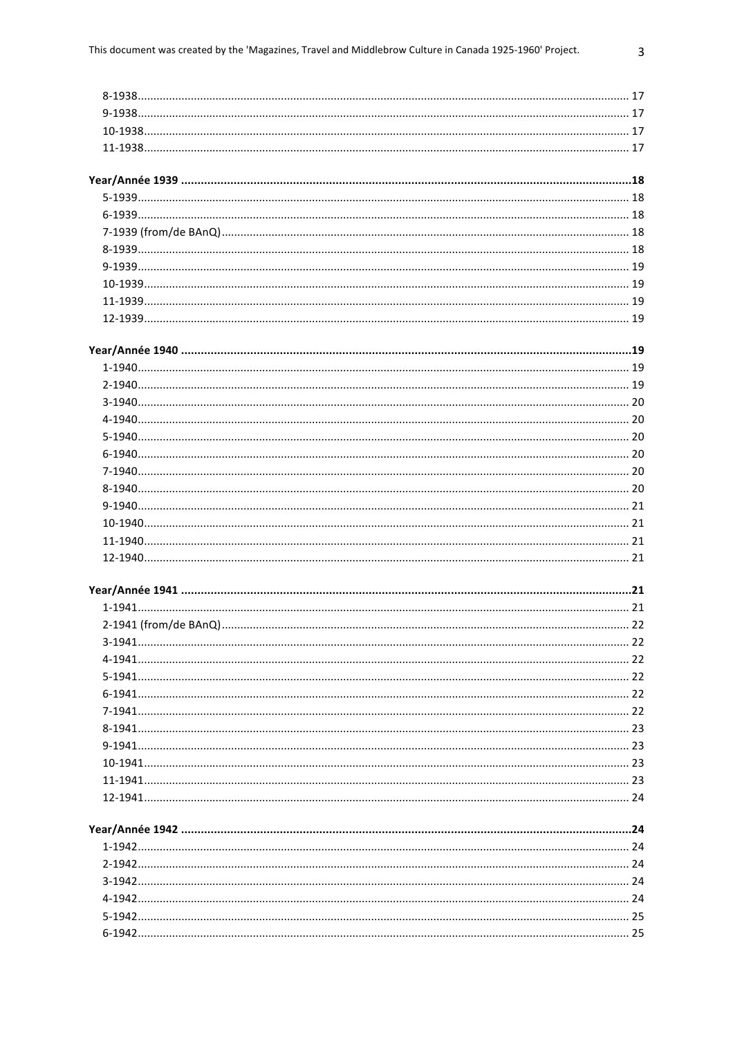8-1938 ........ 17
9-1938 ........ 17
10-1938 ........ 17
11-1938 ........ 17

**Year/Année 1939 ........ 18**

5-1939 ........ 18
6-1939 ........ 18
7-1939 (from/de BAnQ) ........ 18
8-1939 ........ 18
9-1939 ........ 19
10-1939 ........ 19
11-1939 ........ 19
12-1939 ........ 19

**Year/Année 1940 ........ 19**

1-1940 ........ 19
2-1940 ........ 19
3-1940 ........ 20
4-1940 ........ 20
5-1940 ........ 20
6-1940 ........ 20
7-1940 ........ 20
8-1940 ........ 20
9-1940 ........ 21
10-1940 ........ 21
11-1940 ........ 21
12-1940 ........ 21

**Year/Année 1941 ........ 21**

1-1941 ........ 21
2-1941 (from/de BAnQ) ........ 22
3-1941 ........ 22
4-1941 ........ 22
5-1941 ........ 22
6-1941 ........ 22
7-1941 ........ 22
8-1941 ........ 23
9-1941 ........ 23
10-1941 ........ 23
11-1941 ........ 23
12-1941 ........ 24

**Year/Année 1942 ........ 24**

1-1942 ........ 24
2-1942 ........ 24
3-1942 ........ 24
4-1942 ........ 24
5-1942 ........ 25
6-1942 ........ 25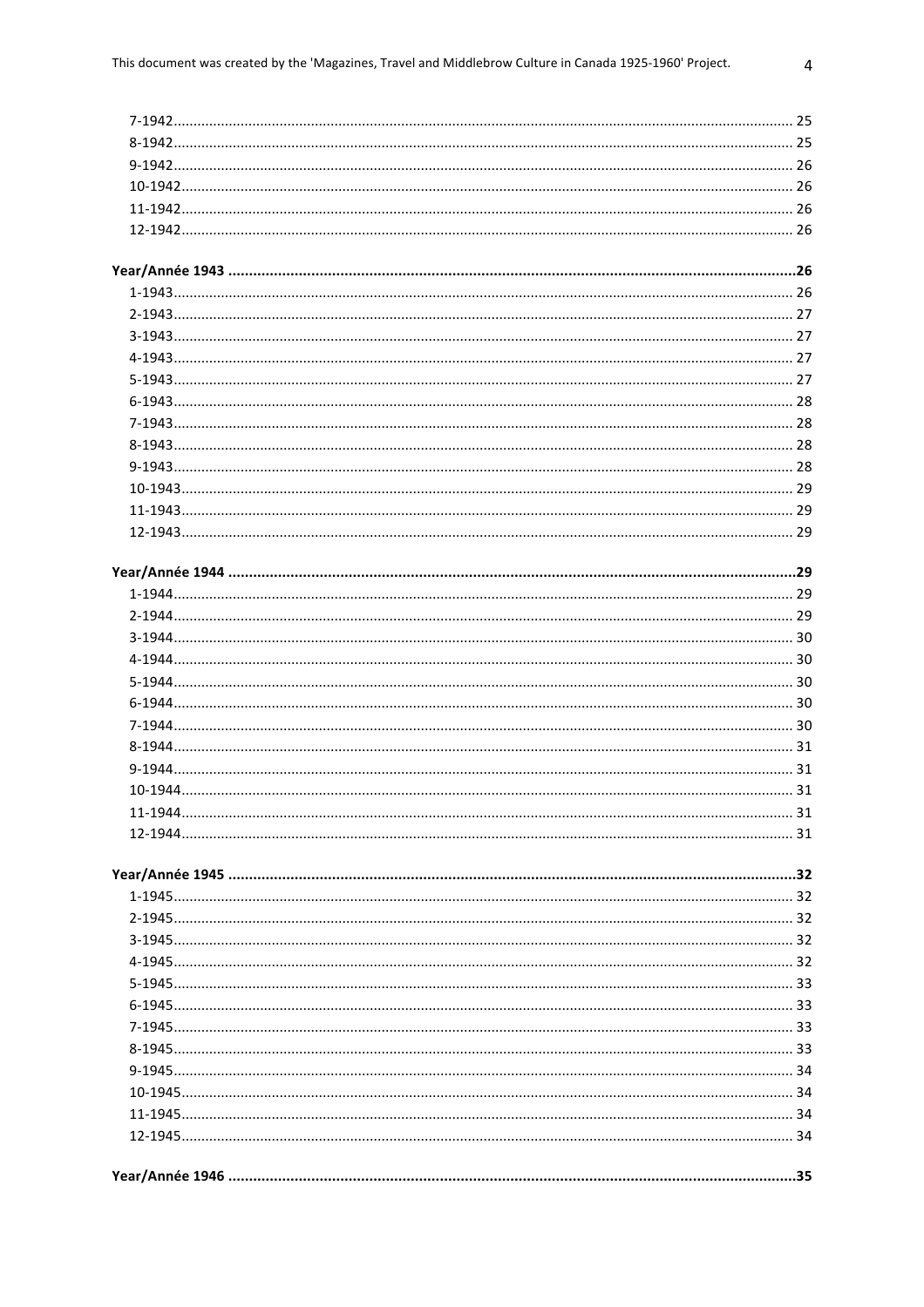7-1942 ........ 25
8-1942 ........ 25
9-1942 ........ 26
10-1942 ........ 26
11-1942 ........ 26
12-1942 ........ 26

**Year/Année 1943 ........ 26**

1-1943 ........ 26
2-1943 ........ 27
3-1943 ........ 27
4-1943 ........ 27
5-1943 ........ 27
6-1943 ........ 28
7-1943 ........ 28
8-1943 ........ 28
9-1943 ........ 28
10-1943 ........ 29
11-1943 ........ 29
12-1943 ........ 29

**Year/Année 1944 ........ 29**

1-1944 ........ 29
2-1944 ........ 29
3-1944 ........ 30
4-1944 ........ 30
5-1944 ........ 30
6-1944 ........ 30
7-1944 ........ 30
8-1944 ........ 31
9-1944 ........ 31
10-1944 ........ 31
11-1944 ........ 31
12-1944 ........ 31

**Year/Année 1945 ........ 32**

1-1945 ........ 32
2-1945 ........ 32
3-1945 ........ 32
4-1945 ........ 32
5-1945 ........ 33
6-1945 ........ 33
7-1945 ........ 33
8-1945 ........ 33
9-1945 ........ 34
10-1945 ........ 34
11-1945 ........ 34
12-1945 ........ 34

**Year/Année 1946 ........ 35**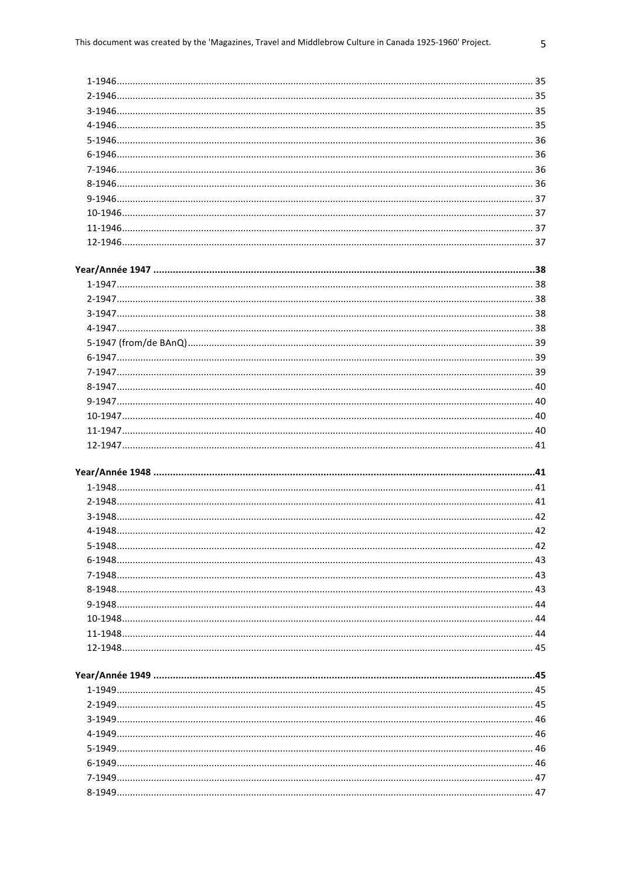1-1946 ........................................................................................................................................ 35
2-1946 ........................................................................................................................................ 35
3-1946 ........................................................................................................................................ 35
4-1946 ........................................................................................................................................ 35
5-1946 ........................................................................................................................................ 36
6-1946 ........................................................................................................................................ 36
7-1946 ........................................................................................................................................ 36
8-1946 ........................................................................................................................................ 36
9-1946 ........................................................................................................................................ 37
10-1946 ...................................................................................................................................... 37
11-1946 ...................................................................................................................................... 37
12-1946 ...................................................................................................................................... 37

**Year/Année 1947 ....................................................................................................................... 38**

1-1947 ........................................................................................................................................ 38
2-1947 ........................................................................................................................................ 38
3-1947 ........................................................................................................................................ 38
4-1947 ........................................................................................................................................ 38
5-1947 (from/de BAnQ) ............................................................................................................... 39
6-1947 ........................................................................................................................................ 39
7-1947 ........................................................................................................................................ 39
8-1947 ........................................................................................................................................ 40
9-1947 ........................................................................................................................................ 40
10-1947 ...................................................................................................................................... 40
11-1947 ...................................................................................................................................... 40
12-1947 ...................................................................................................................................... 41

**Year/Année 1948 ....................................................................................................................... 41**

1-1948 ........................................................................................................................................ 41
2-1948 ........................................................................................................................................ 41
3-1948 ........................................................................................................................................ 42
4-1948 ........................................................................................................................................ 42
5-1948 ........................................................................................................................................ 42
6-1948 ........................................................................................................................................ 43
7-1948 ........................................................................................................................................ 43
8-1948 ........................................................................................................................................ 43
9-1948 ........................................................................................................................................ 44
10-1948 ...................................................................................................................................... 44
11-1948 ...................................................................................................................................... 44
12-1948 ...................................................................................................................................... 45

**Year/Année 1949 ....................................................................................................................... 45**

1-1949 ........................................................................................................................................ 45
2-1949 ........................................................................................................................................ 45
3-1949 ........................................................................................................................................ 46
4-1949 ........................................................................................................................................ 46
5-1949 ........................................................................................................................................ 46
6-1949 ........................................................................................................................................ 46
7-1949 ........................................................................................................................................ 47
8-1949 ........................................................................................................................................ 47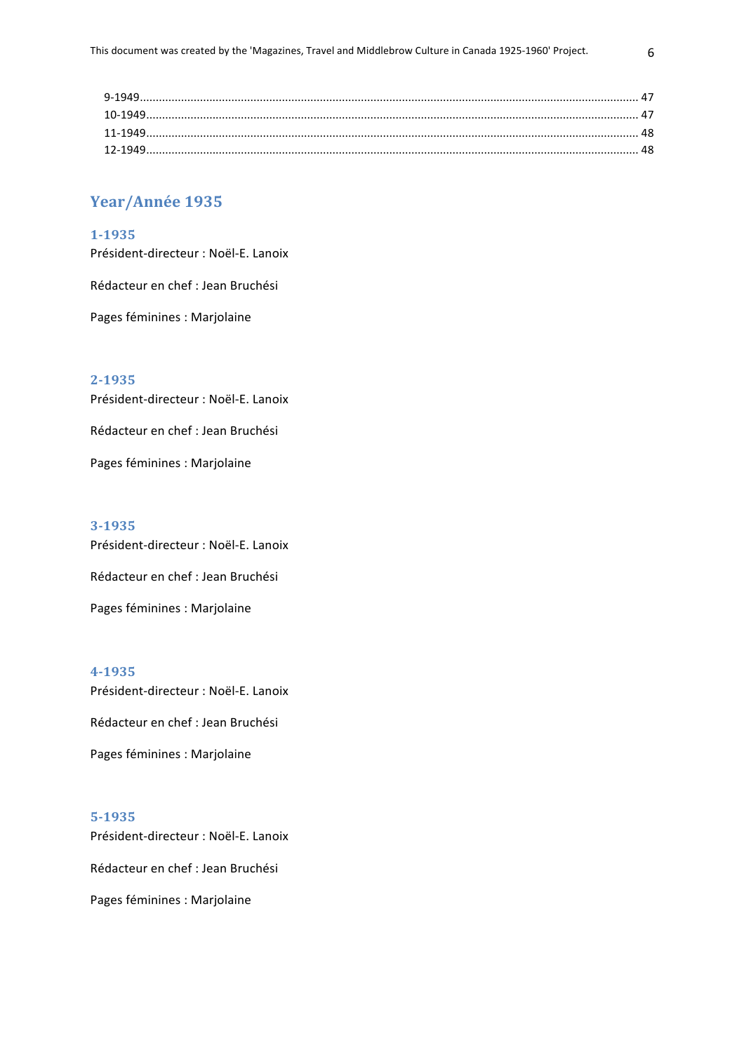9-1949 ........................................................................................................................................ 47
10-1949 ...................................................................................................................................... 47
11-1949 ...................................................................................................................................... 48
12-1949 ...................................................................................................................................... 48

## Year/Année 1935

### 1-1935

Président-directeur : Noël-E. Lanoix

Rédacteur en chef : Jean Bruchési

Pages féminines : Marjolaine

### 2-1935

Président-directeur : Noël-E. Lanoix

Rédacteur en chef : Jean Bruchési

Pages féminines : Marjolaine

### 3-1935

Président-directeur : Noël-E. Lanoix

Rédacteur en chef : Jean Bruchési

Pages féminines : Marjolaine

### 4-1935

Président-directeur : Noël-E. Lanoix

Rédacteur en chef : Jean Bruchési

Pages féminines : Marjolaine

### 5-1935

Président-directeur : Noël-E. Lanoix

Rédacteur en chef : Jean Bruchési

Pages féminines : Marjolaine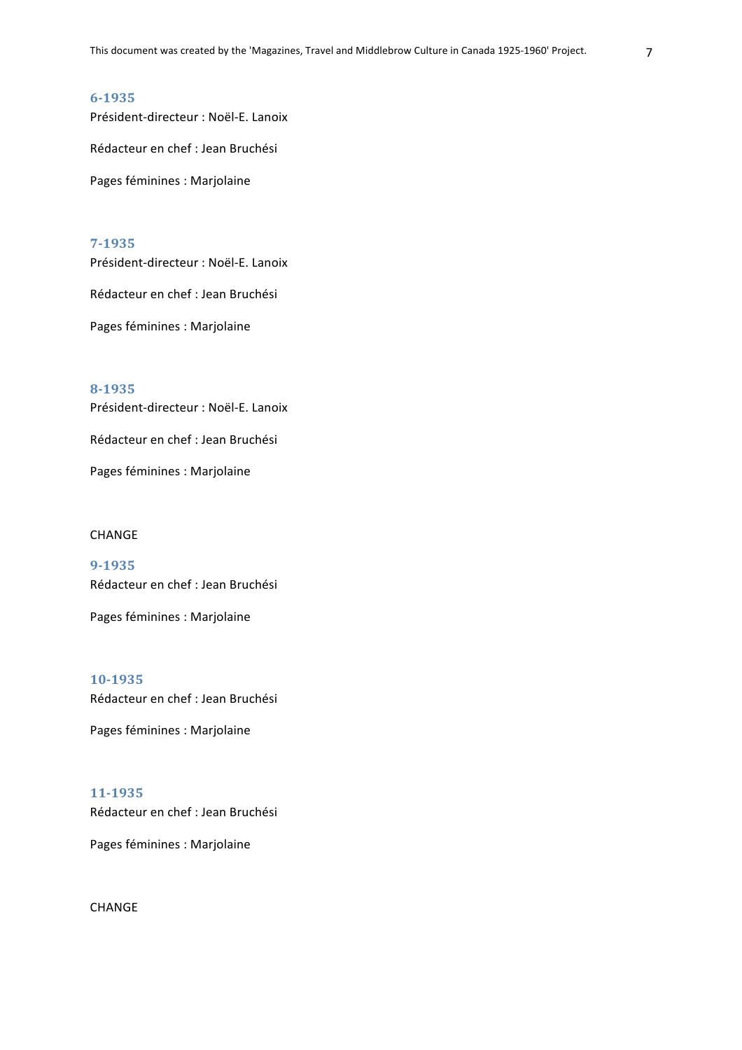### 6-1935

Président-directeur : Noël-E. Lanoix

Rédacteur en chef : Jean Bruchési

Pages féminines : Marjolaine

### 7-1935

Président-directeur : Noël-E. Lanoix

Rédacteur en chef : Jean Bruchési

Pages féminines : Marjolaine

### 8-1935

Président-directeur : Noël-E. Lanoix

Rédacteur en chef : Jean Bruchési

Pages féminines : Marjolaine

CHANGE

### 9-1935

Rédacteur en chef : Jean Bruchési

Pages féminines : Marjolaine

### 10-1935

Rédacteur en chef : Jean Bruchési

Pages féminines : Marjolaine

### 11-1935

Rédacteur en chef : Jean Bruchési

Pages féminines : Marjolaine

CHANGE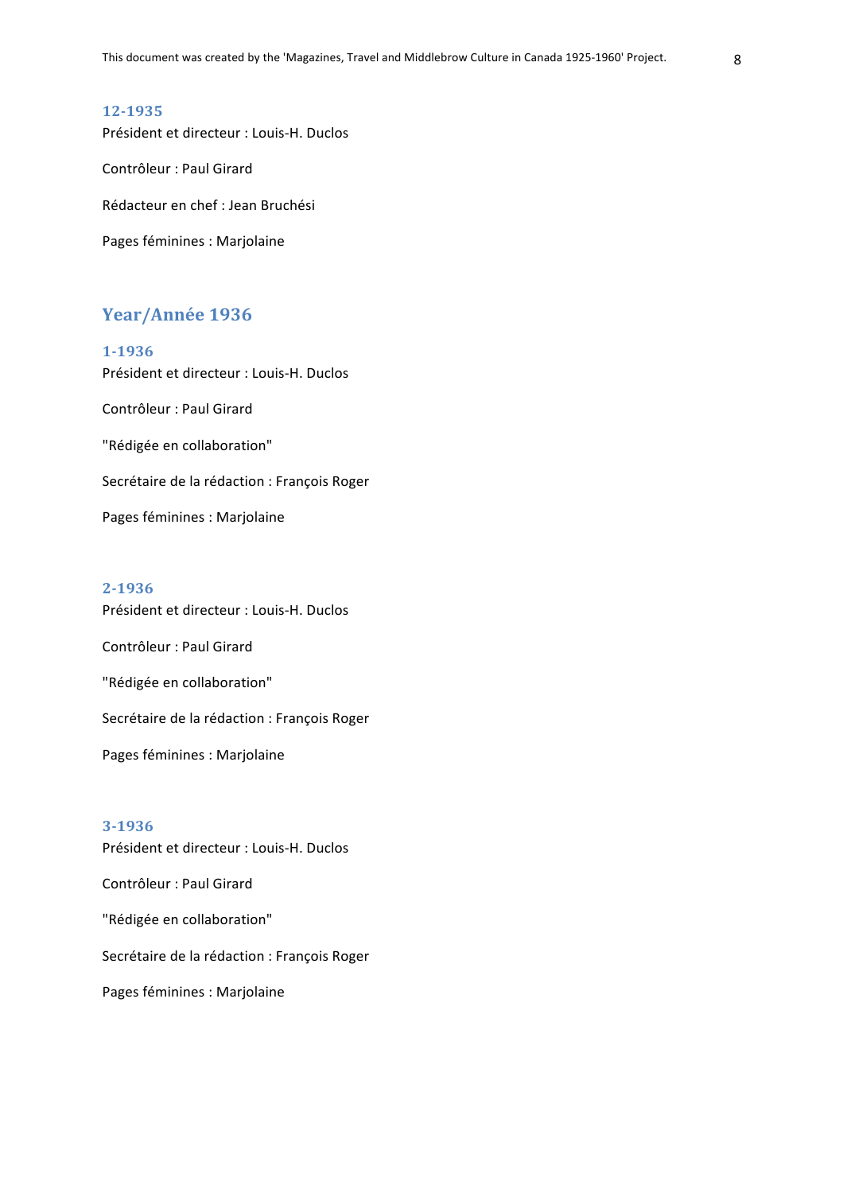### 12-1935

Président et directeur : Louis-H. Duclos

Contrôleur : Paul Girard

Rédacteur en chef : Jean Bruchési

Pages féminines : Marjolaine

## Year/Année 1936

### 1-1936

Président et directeur : Louis-H. Duclos

Contrôleur : Paul Girard

"Rédigée en collaboration"

Secrétaire de la rédaction : François Roger

Pages féminines : Marjolaine

### 2-1936

Président et directeur : Louis-H. Duclos

Contrôleur : Paul Girard

"Rédigée en collaboration"

Secrétaire de la rédaction : François Roger

Pages féminines : Marjolaine

### 3-1936

Président et directeur : Louis-H. Duclos

Contrôleur : Paul Girard

"Rédigée en collaboration"

Secrétaire de la rédaction : François Roger

Pages féminines : Marjolaine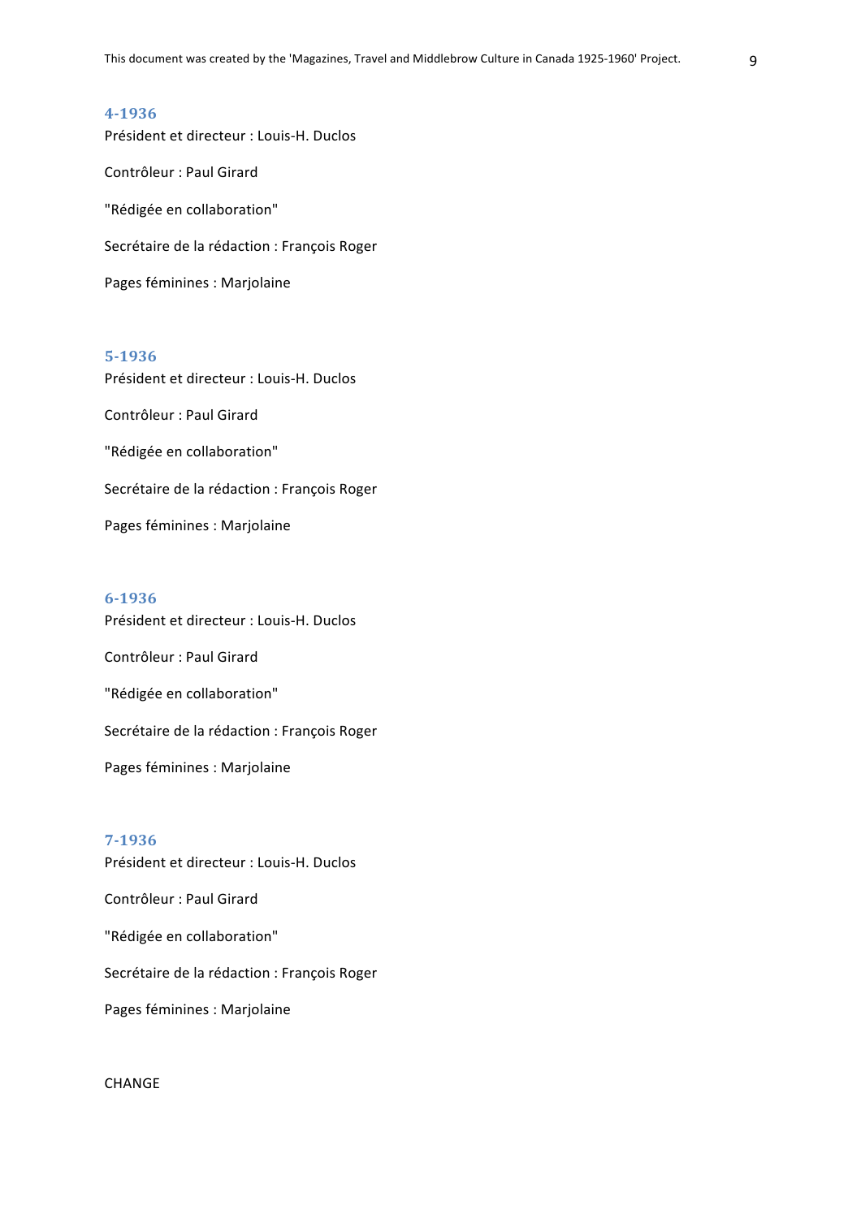### 4-1936

Président et directeur : Louis-H. Duclos

Contrôleur : Paul Girard

"Rédigée en collaboration"

Secrétaire de la rédaction : François Roger

Pages féminines : Marjolaine

### 5-1936

Président et directeur : Louis-H. Duclos

Contrôleur : Paul Girard

"Rédigée en collaboration"

Secrétaire de la rédaction : François Roger

Pages féminines : Marjolaine

### 6-1936

Président et directeur : Louis-H. Duclos

Contrôleur : Paul Girard

"Rédigée en collaboration"

Secrétaire de la rédaction : François Roger

Pages féminines : Marjolaine

### 7-1936

Président et directeur : Louis-H. Duclos

Contrôleur : Paul Girard

"Rédigée en collaboration"

Secrétaire de la rédaction : François Roger

Pages féminines : Marjolaine

CHANGE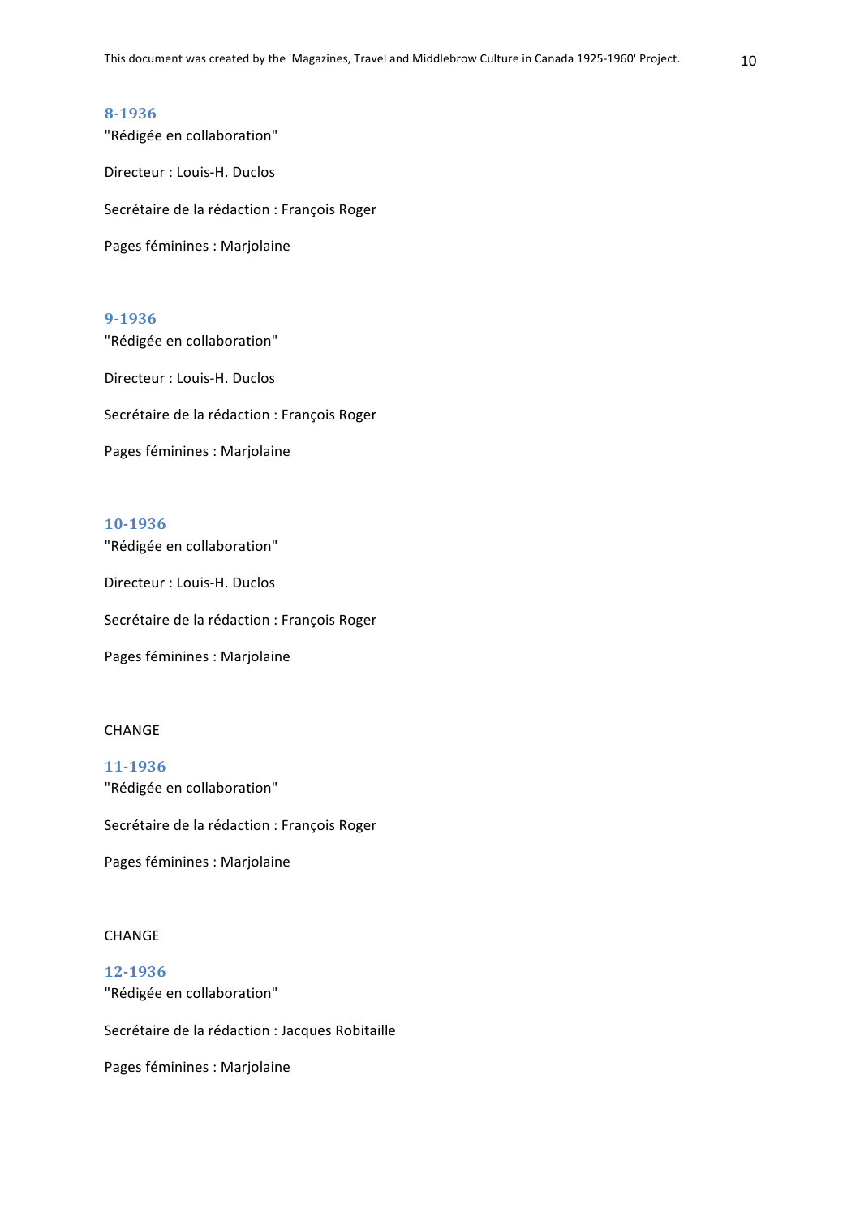### 8-1936

"Rédigée en collaboration"

Directeur : Louis-H. Duclos

Secrétaire de la rédaction : François Roger

Pages féminines : Marjolaine

### 9-1936

"Rédigée en collaboration"

Directeur : Louis-H. Duclos

Secrétaire de la rédaction : François Roger

Pages féminines : Marjolaine

### 10-1936

"Rédigée en collaboration"

Directeur : Louis-H. Duclos

Secrétaire de la rédaction : François Roger

Pages féminines : Marjolaine

CHANGE

### 11-1936

"Rédigée en collaboration"

Secrétaire de la rédaction : François Roger

Pages féminines : Marjolaine

CHANGE

### 12-1936

"Rédigée en collaboration"

Secrétaire de la rédaction : Jacques Robitaille

Pages féminines : Marjolaine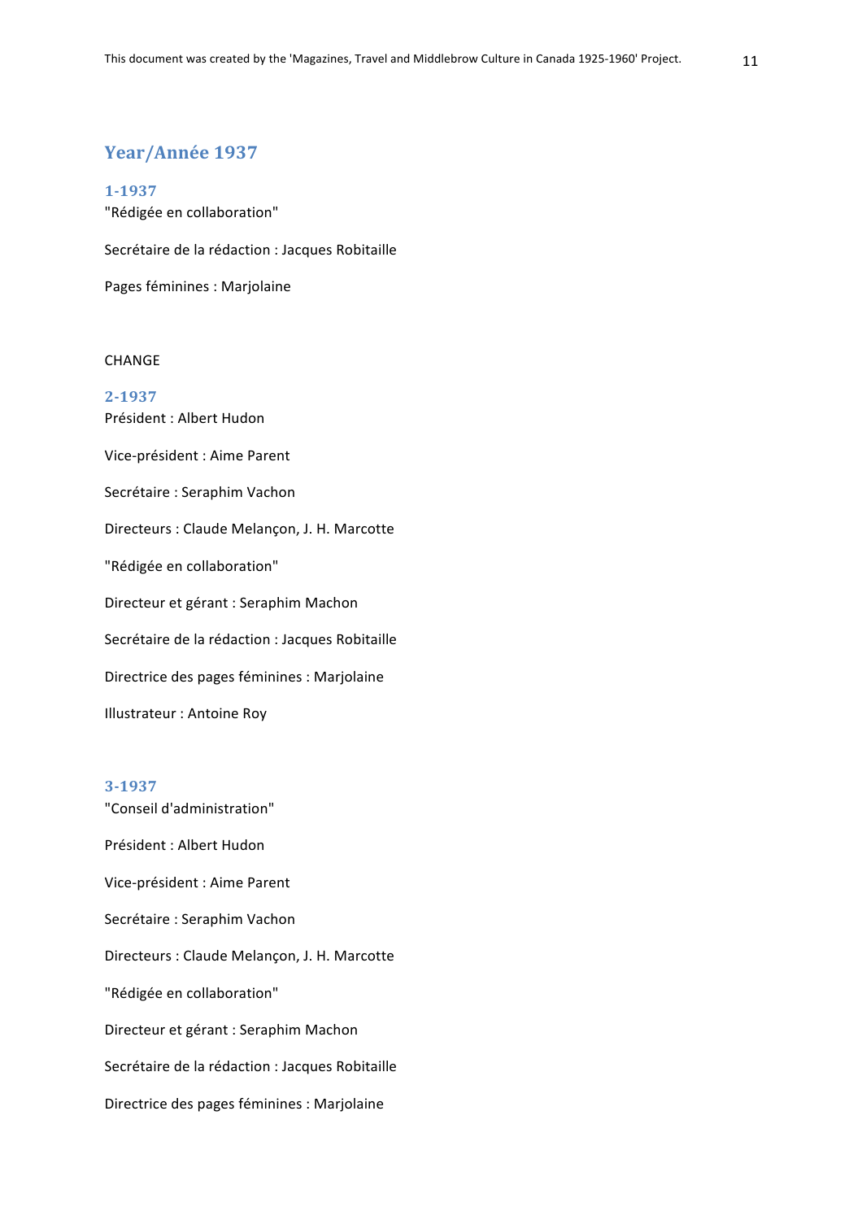## Year/Année 1937

### 1-1937

"Rédigée en collaboration"

Secrétaire de la rédaction : Jacques Robitaille

Pages féminines : Marjolaine

CHANGE

### 2-1937

Président : Albert Hudon

Vice-président : Aime Parent

Secrétaire : Seraphim Vachon

Directeurs : Claude Melançon, J. H. Marcotte

"Rédigée en collaboration"

Directeur et gérant : Seraphim Machon

Secrétaire de la rédaction : Jacques Robitaille

Directrice des pages féminines : Marjolaine

Illustrateur : Antoine Roy

### 3-1937

"Conseil d'administration"

Président : Albert Hudon

Vice-président : Aime Parent

Secrétaire : Seraphim Vachon

Directeurs : Claude Melançon, J. H. Marcotte

"Rédigée en collaboration"

Directeur et gérant : Seraphim Machon

Secrétaire de la rédaction : Jacques Robitaille

Directrice des pages féminines : Marjolaine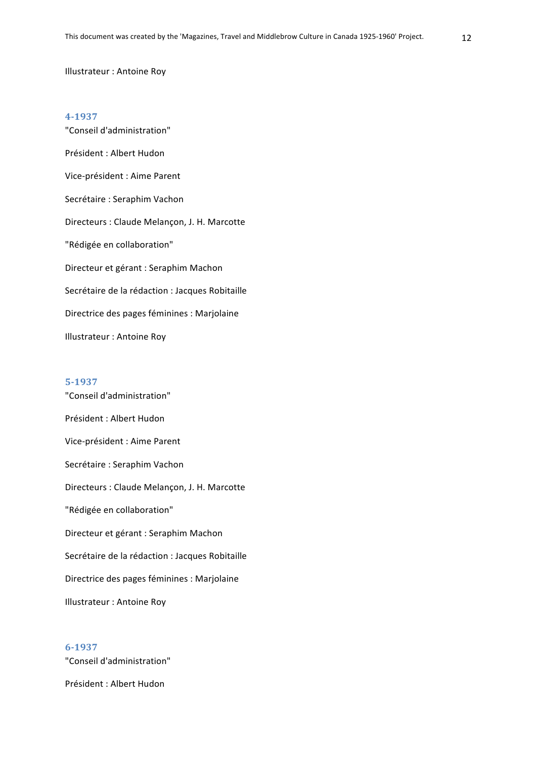Illustrateur : Antoine Roy

### 4-1937

"Conseil d'administration"

Président : Albert Hudon

Vice-président : Aime Parent

Secrétaire : Seraphim Vachon

Directeurs : Claude Melançon, J. H. Marcotte

"Rédigée en collaboration"

Directeur et gérant : Seraphim Machon

Secrétaire de la rédaction : Jacques Robitaille

Directrice des pages féminines : Marjolaine

Illustrateur : Antoine Roy

### 5-1937

"Conseil d'administration"

Président : Albert Hudon

Vice-président : Aime Parent

Secrétaire : Seraphim Vachon

Directeurs : Claude Melançon, J. H. Marcotte

"Rédigée en collaboration"

Directeur et gérant : Seraphim Machon

Secrétaire de la rédaction : Jacques Robitaille

Directrice des pages féminines : Marjolaine

Illustrateur : Antoine Roy

### 6-1937

"Conseil d'administration"

Président : Albert Hudon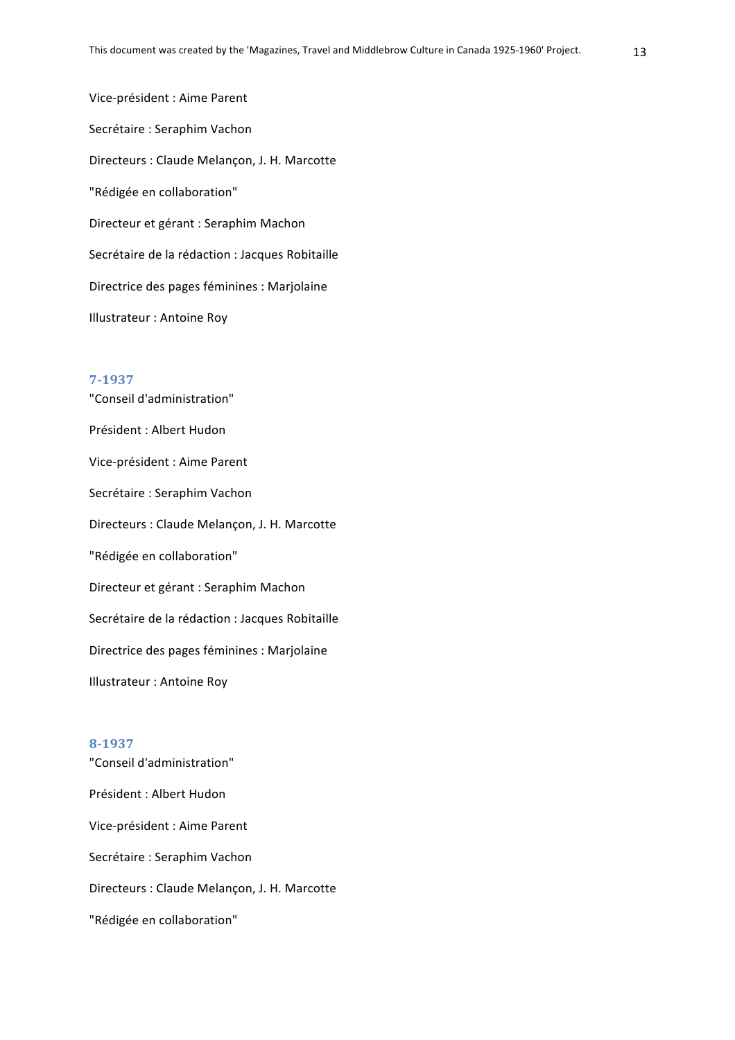Vice-président : Aime Parent

Secrétaire : Seraphim Vachon

Directeurs : Claude Melançon, J. H. Marcotte

"Rédigée en collaboration"

Directeur et gérant : Seraphim Machon

Secrétaire de la rédaction : Jacques Robitaille

Directrice des pages féminines : Marjolaine

Illustrateur : Antoine Roy

### 7-1937

"Conseil d'administration"

Président : Albert Hudon

Vice-président : Aime Parent

Secrétaire : Seraphim Vachon

Directeurs : Claude Melançon, J. H. Marcotte

"Rédigée en collaboration"

Directeur et gérant : Seraphim Machon

Secrétaire de la rédaction : Jacques Robitaille

Directrice des pages féminines : Marjolaine

Illustrateur : Antoine Roy

### 8-1937

"Conseil d'administration"

Président : Albert Hudon

Vice-président : Aime Parent

Secrétaire : Seraphim Vachon

Directeurs : Claude Melançon, J. H. Marcotte

"Rédigée en collaboration"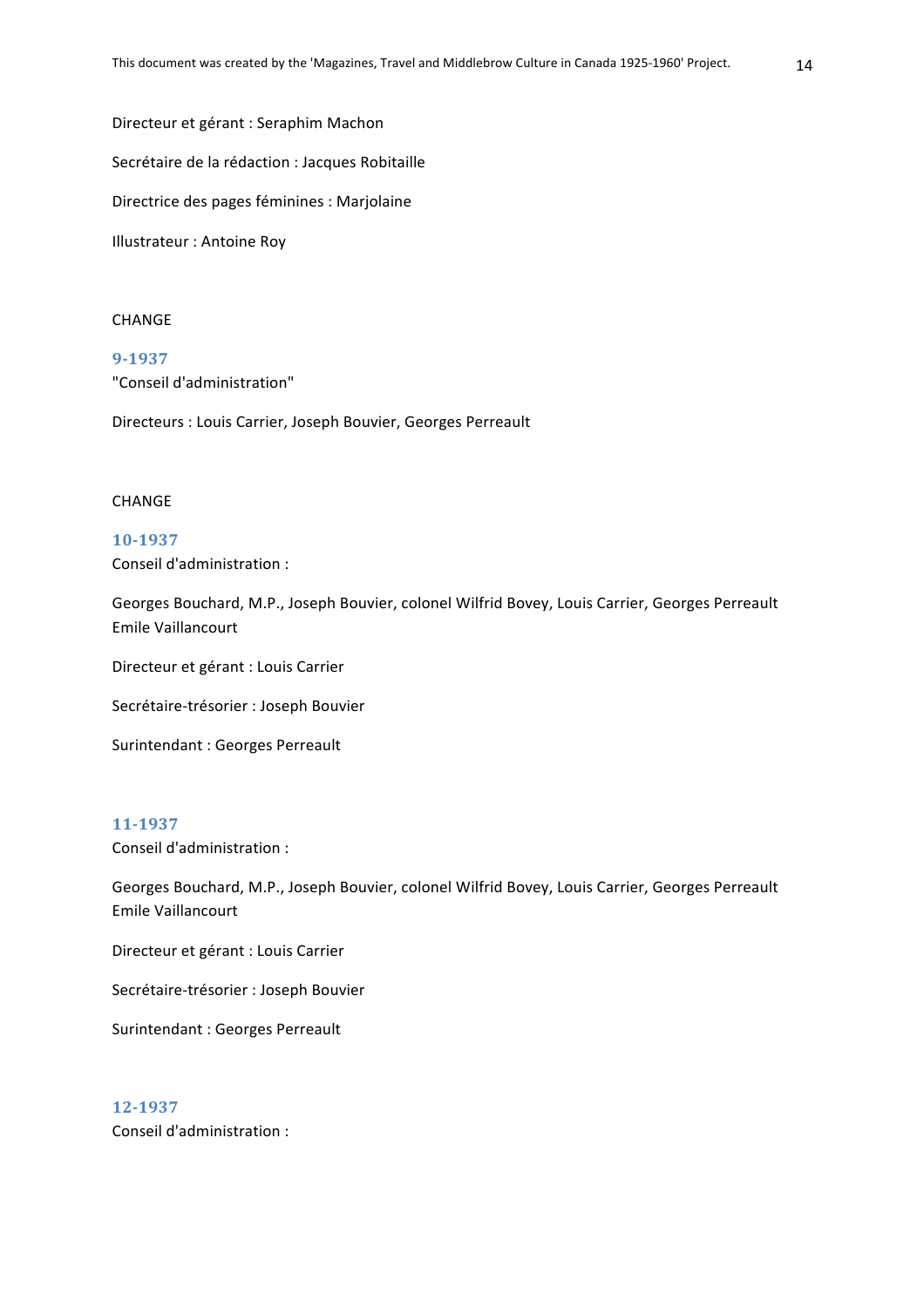Directeur et gérant : Seraphim Machon

Secrétaire de la rédaction : Jacques Robitaille

Directrice des pages féminines : Marjolaine

Illustrateur : Antoine Roy

CHANGE

### 9-1937

"Conseil d'administration"

Directeurs : Louis Carrier, Joseph Bouvier, Georges Perreault

CHANGE

### 10-1937

Conseil d'administration :

Georges Bouchard, M.P., Joseph Bouvier, colonel Wilfrid Bovey, Louis Carrier, Georges Perreault Emile Vaillancourt

Directeur et gérant : Louis Carrier

Secrétaire-trésorier : Joseph Bouvier

Surintendant : Georges Perreault

### 11-1937

Conseil d'administration :

Georges Bouchard, M.P., Joseph Bouvier, colonel Wilfrid Bovey, Louis Carrier, Georges Perreault Emile Vaillancourt

Directeur et gérant : Louis Carrier

Secrétaire-trésorier : Joseph Bouvier

Surintendant : Georges Perreault

### 12-1937

Conseil d'administration :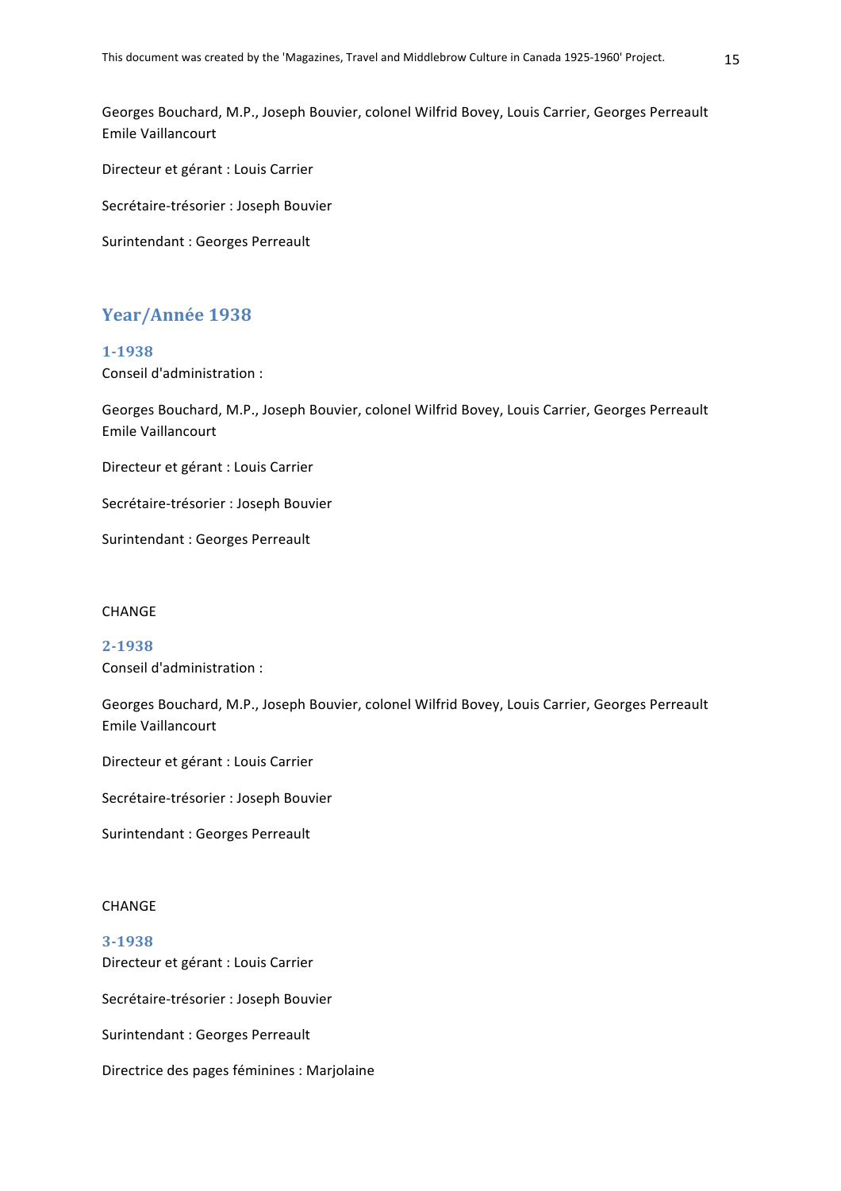Georges Bouchard, M.P., Joseph Bouvier, colonel Wilfrid Bovey, Louis Carrier, Georges Perreault Emile Vaillancourt

Directeur et gérant : Louis Carrier

Secrétaire-trésorier : Joseph Bouvier

Surintendant : Georges Perreault

## Year/Année 1938

### 1-1938

Conseil d'administration :

Georges Bouchard, M.P., Joseph Bouvier, colonel Wilfrid Bovey, Louis Carrier, Georges Perreault Emile Vaillancourt

Directeur et gérant : Louis Carrier

Secrétaire-trésorier : Joseph Bouvier

Surintendant : Georges Perreault

CHANGE

### 2-1938

Conseil d'administration :

Georges Bouchard, M.P., Joseph Bouvier, colonel Wilfrid Bovey, Louis Carrier, Georges Perreault Emile Vaillancourt

Directeur et gérant : Louis Carrier

Secrétaire-trésorier : Joseph Bouvier

Surintendant : Georges Perreault

CHANGE

### 3-1938

Directeur et gérant : Louis Carrier

Secrétaire-trésorier : Joseph Bouvier

Surintendant : Georges Perreault

Directrice des pages féminines : Marjolaine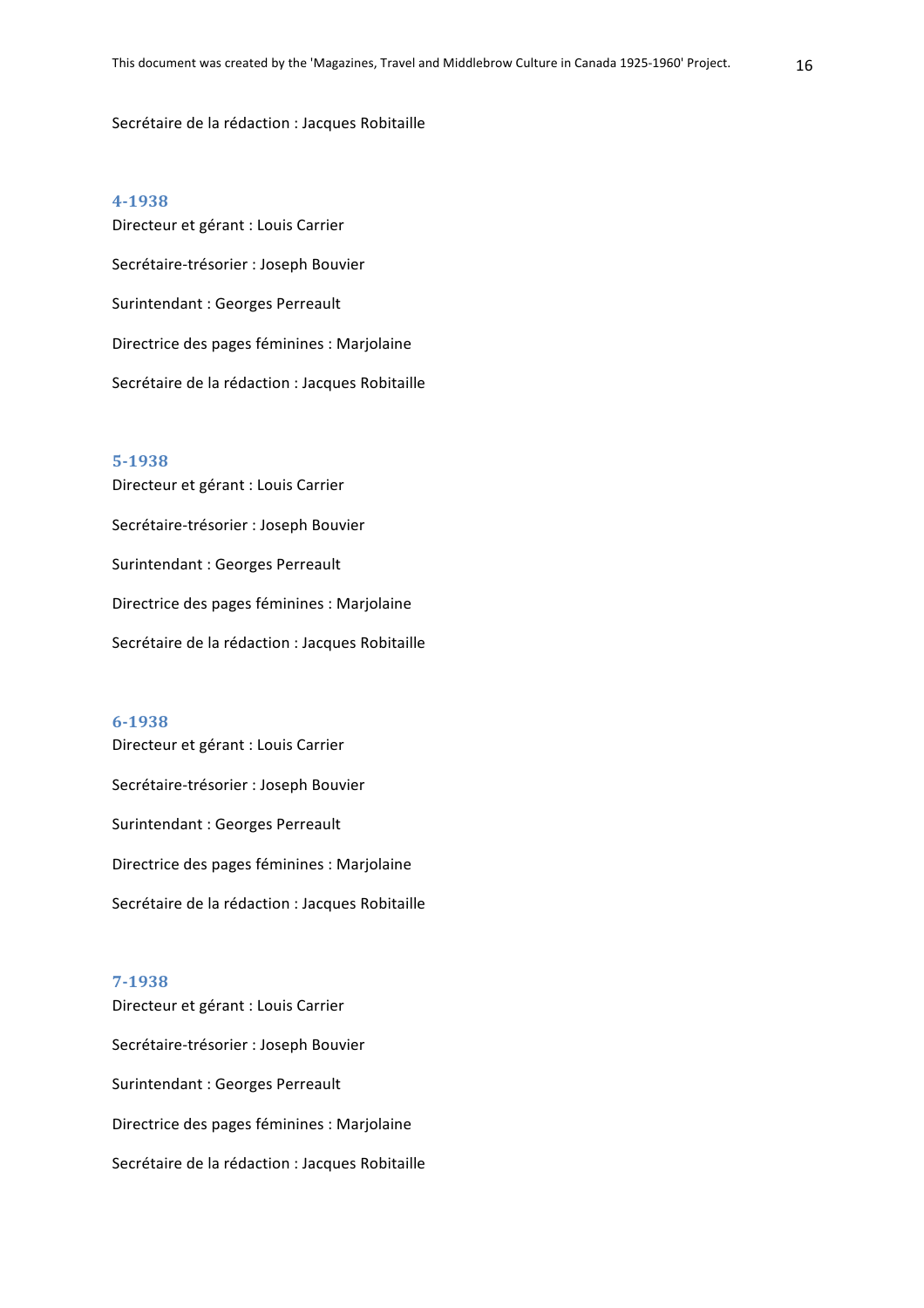Secrétaire de la rédaction : Jacques Robitaille

### 4-1938

Directeur et gérant : Louis Carrier

Secrétaire-trésorier : Joseph Bouvier

Surintendant : Georges Perreault

Directrice des pages féminines : Marjolaine

Secrétaire de la rédaction : Jacques Robitaille

### 5-1938

Directeur et gérant : Louis Carrier

Secrétaire-trésorier : Joseph Bouvier

Surintendant : Georges Perreault

Directrice des pages féminines : Marjolaine

Secrétaire de la rédaction : Jacques Robitaille

### 6-1938

Directeur et gérant : Louis Carrier

Secrétaire-trésorier : Joseph Bouvier

Surintendant : Georges Perreault

Directrice des pages féminines : Marjolaine

Secrétaire de la rédaction : Jacques Robitaille

### 7-1938

Directeur et gérant : Louis Carrier

Secrétaire-trésorier : Joseph Bouvier

Surintendant : Georges Perreault

Directrice des pages féminines : Marjolaine

Secrétaire de la rédaction : Jacques Robitaille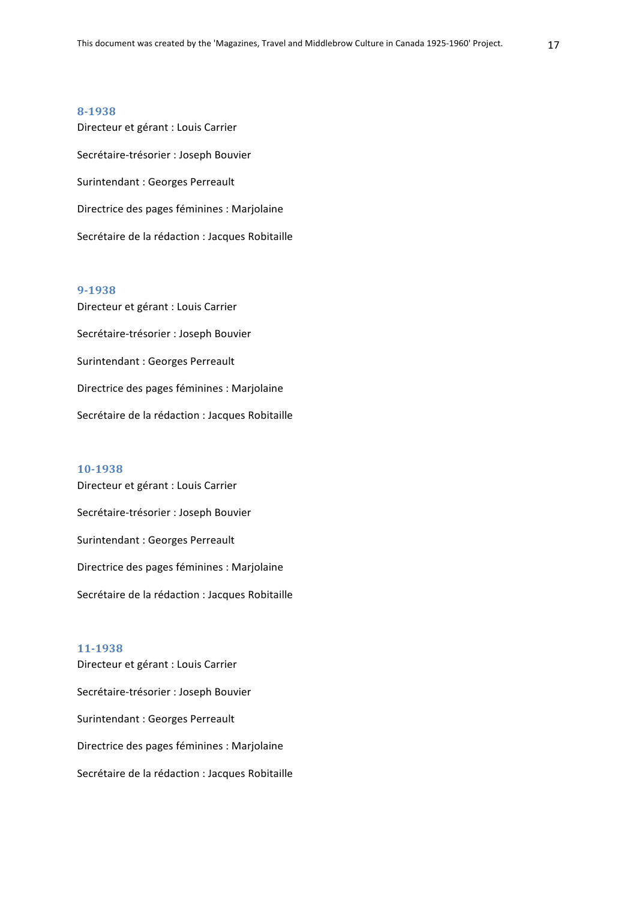### 8-1938

Directeur et gérant : Louis Carrier

Secrétaire-trésorier : Joseph Bouvier

Surintendant : Georges Perreault

Directrice des pages féminines : Marjolaine

Secrétaire de la rédaction : Jacques Robitaille

### 9-1938

Directeur et gérant : Louis Carrier

Secrétaire-trésorier : Joseph Bouvier

Surintendant : Georges Perreault

Directrice des pages féminines : Marjolaine

Secrétaire de la rédaction : Jacques Robitaille

### 10-1938

Directeur et gérant : Louis Carrier

Secrétaire-trésorier : Joseph Bouvier

Surintendant : Georges Perreault

Directrice des pages féminines : Marjolaine

Secrétaire de la rédaction : Jacques Robitaille

### 11-1938

Directeur et gérant : Louis Carrier

Secrétaire-trésorier : Joseph Bouvier

Surintendant : Georges Perreault

Directrice des pages féminines : Marjolaine

Secrétaire de la rédaction : Jacques Robitaille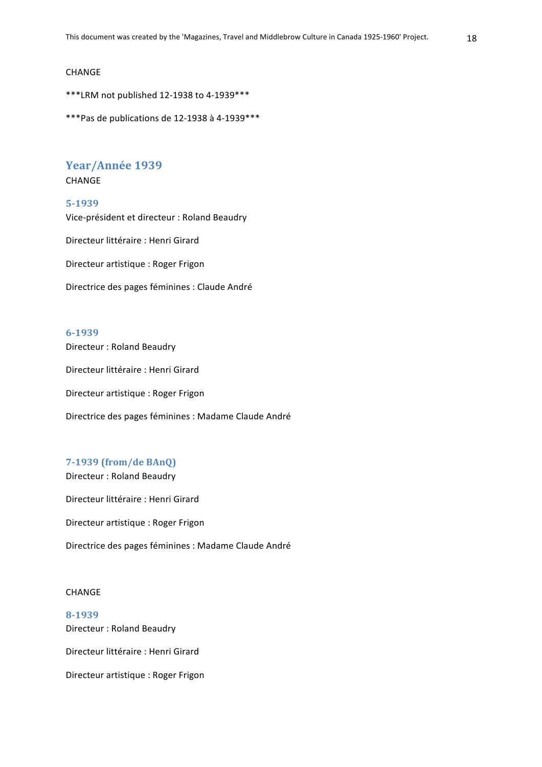CHANGE

***LRM not published 12-1938 to 4-1939***

***Pas de publications de 12-1938 à 4-1939***

## Year/Année 1939

CHANGE

### 5-1939

Vice-président et directeur : Roland Beaudry

Directeur littéraire : Henri Girard

Directeur artistique : Roger Frigon

Directrice des pages féminines : Claude André

### 6-1939

Directeur : Roland Beaudry

Directeur littéraire : Henri Girard

Directeur artistique : Roger Frigon

Directrice des pages féminines : Madame Claude André

### 7-1939 (from/de BAnQ)

Directeur : Roland Beaudry

Directeur littéraire : Henri Girard

Directeur artistique : Roger Frigon

Directrice des pages féminines : Madame Claude André

CHANGE

### 8-1939

Directeur : Roland Beaudry

Directeur littéraire : Henri Girard

Directeur artistique : Roger Frigon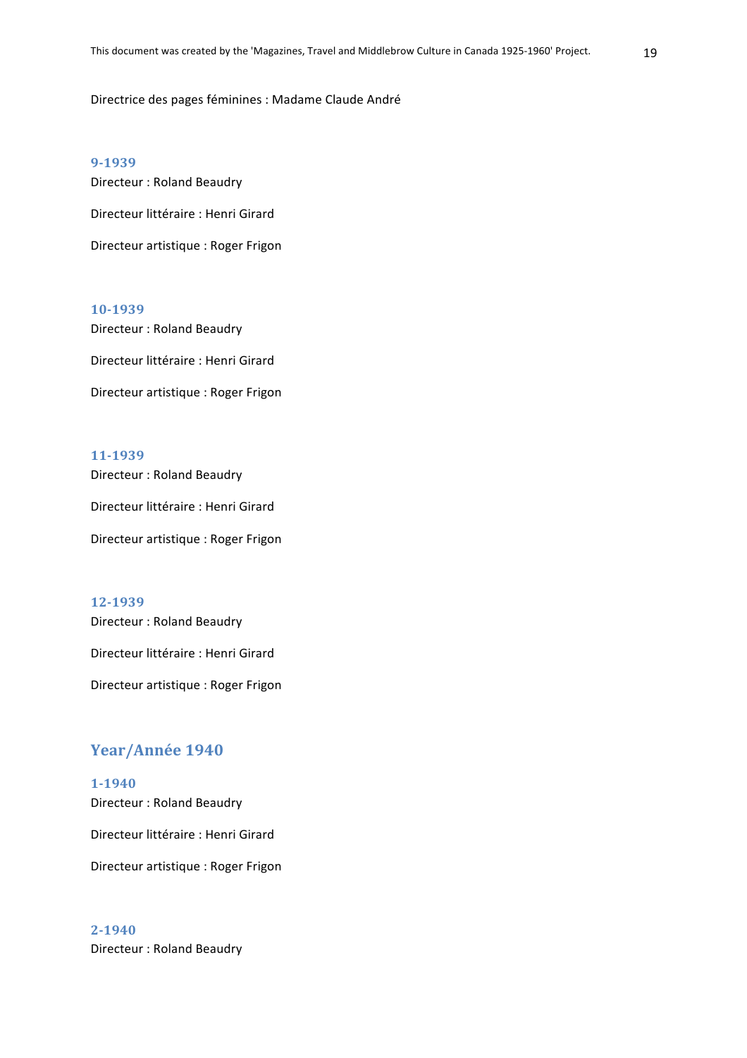Directrice des pages féminines : Madame Claude André

### 9-1939

Directeur : Roland Beaudry

Directeur littéraire : Henri Girard

Directeur artistique : Roger Frigon

### 10-1939

Directeur : Roland Beaudry

Directeur littéraire : Henri Girard

Directeur artistique : Roger Frigon

### 11-1939

Directeur : Roland Beaudry

Directeur littéraire : Henri Girard

Directeur artistique : Roger Frigon

### 12-1939

Directeur : Roland Beaudry

Directeur littéraire : Henri Girard

Directeur artistique : Roger Frigon

## Year/Année 1940

### 1-1940

Directeur : Roland Beaudry

Directeur littéraire : Henri Girard

Directeur artistique : Roger Frigon

### 2-1940

Directeur : Roland Beaudry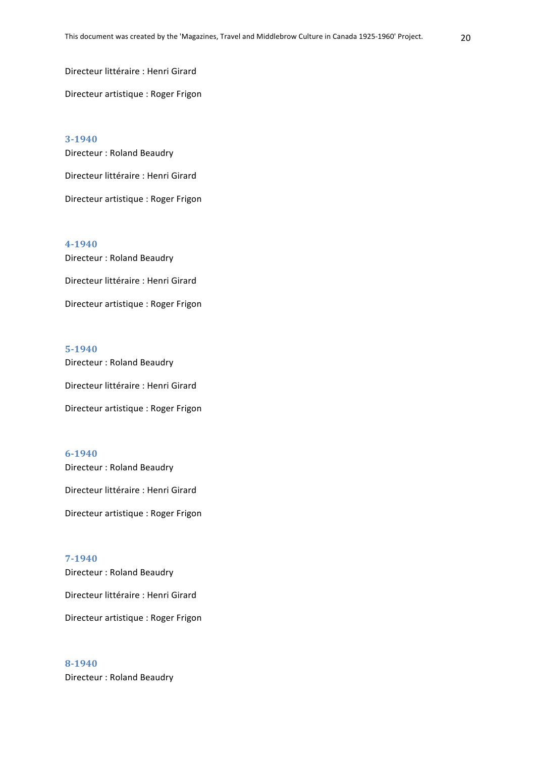Directeur littéraire : Henri Girard

Directeur artistique : Roger Frigon

### 3-1940

Directeur : Roland Beaudry

Directeur littéraire : Henri Girard

Directeur artistique : Roger Frigon

### 4-1940

Directeur : Roland Beaudry

Directeur littéraire : Henri Girard

Directeur artistique : Roger Frigon

### 5-1940

Directeur : Roland Beaudry

Directeur littéraire : Henri Girard

Directeur artistique : Roger Frigon

### 6-1940

Directeur : Roland Beaudry

Directeur littéraire : Henri Girard

Directeur artistique : Roger Frigon

### 7-1940

Directeur : Roland Beaudry

Directeur littéraire : Henri Girard

Directeur artistique : Roger Frigon

### 8-1940

Directeur : Roland Beaudry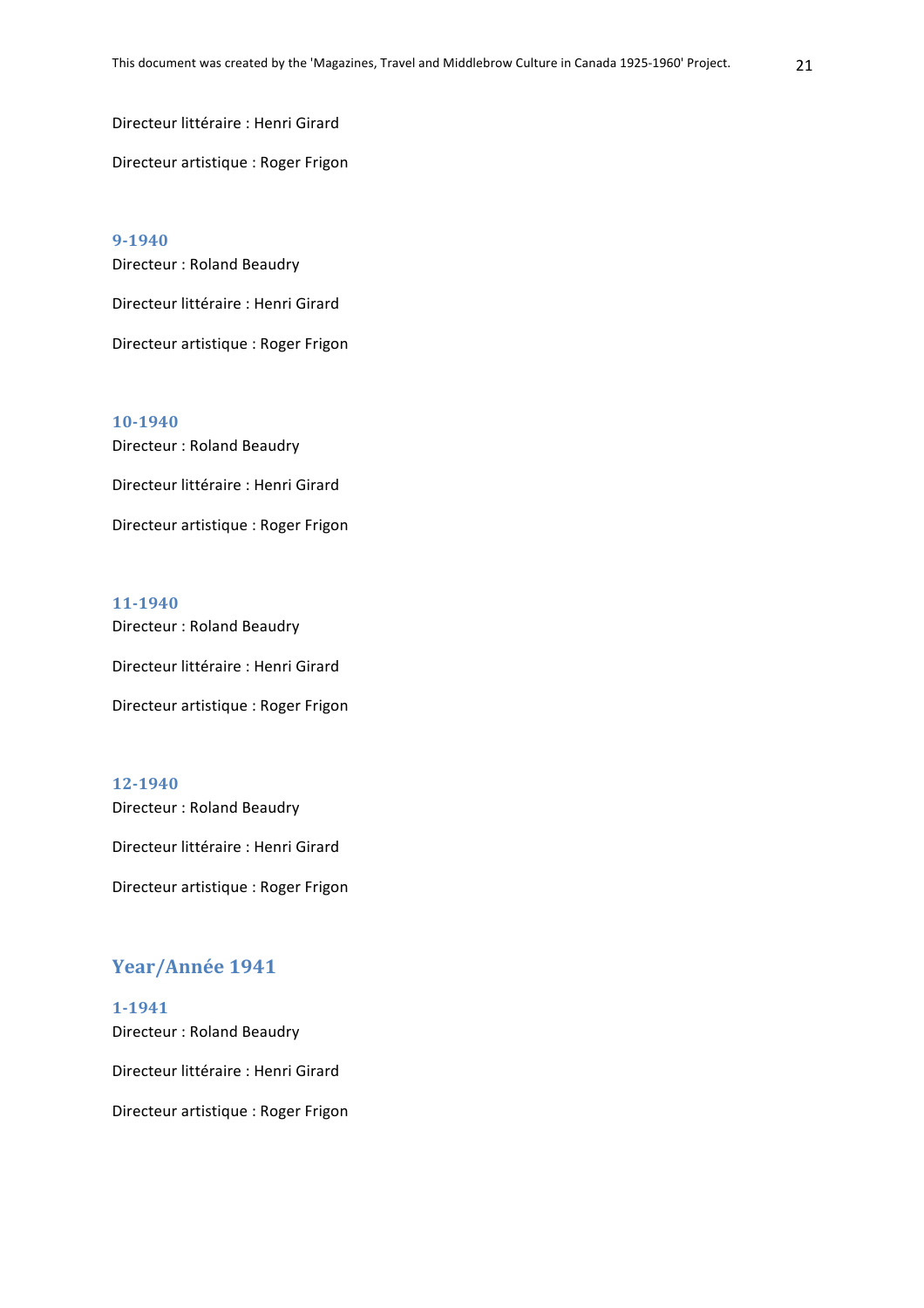Directeur littéraire : Henri Girard

Directeur artistique : Roger Frigon

### 9-1940

Directeur : Roland Beaudry

Directeur littéraire : Henri Girard

Directeur artistique : Roger Frigon

### 10-1940

Directeur : Roland Beaudry

Directeur littéraire : Henri Girard

Directeur artistique : Roger Frigon

### 11-1940

Directeur : Roland Beaudry

Directeur littéraire : Henri Girard

Directeur artistique : Roger Frigon

### 12-1940

Directeur : Roland Beaudry

Directeur littéraire : Henri Girard

Directeur artistique : Roger Frigon

## Year/Année 1941

### 1-1941

Directeur : Roland Beaudry

Directeur littéraire : Henri Girard

Directeur artistique : Roger Frigon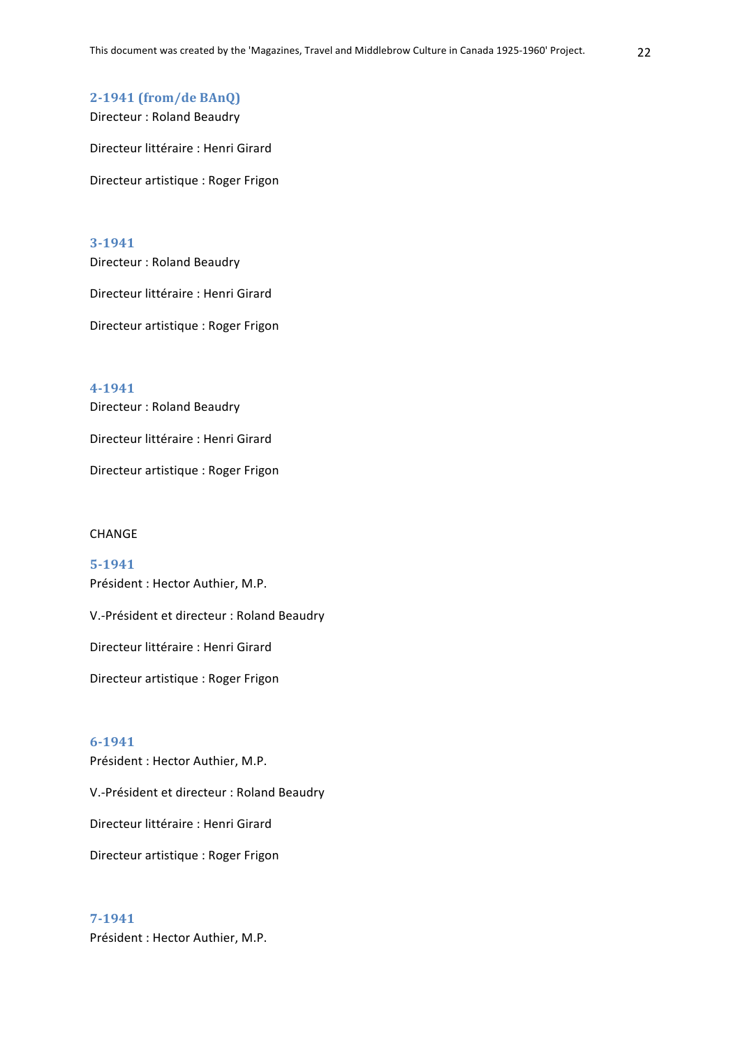### 2-1941 (from/de BAnQ)

Directeur : Roland Beaudry

Directeur littéraire : Henri Girard

Directeur artistique : Roger Frigon

### 3-1941

Directeur : Roland Beaudry

Directeur littéraire : Henri Girard

Directeur artistique : Roger Frigon

### 4-1941

Directeur : Roland Beaudry

Directeur littéraire : Henri Girard

Directeur artistique : Roger Frigon

CHANGE

### 5-1941

Président : Hector Authier, M.P.

V.-Président et directeur : Roland Beaudry

Directeur littéraire : Henri Girard

Directeur artistique : Roger Frigon

### 6-1941

Président : Hector Authier, M.P.

V.-Président et directeur : Roland Beaudry

Directeur littéraire : Henri Girard

Directeur artistique : Roger Frigon

### 7-1941

Président : Hector Authier, M.P.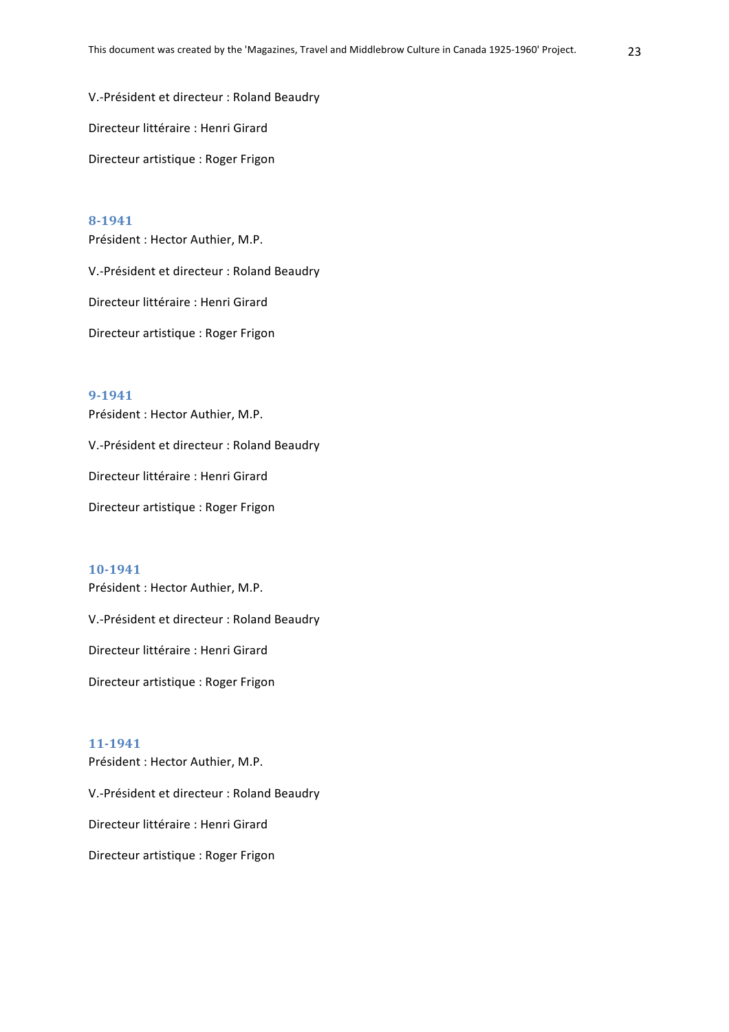V.-Président et directeur : Roland Beaudry

Directeur littéraire : Henri Girard

Directeur artistique : Roger Frigon

### 8-1941

Président : Hector Authier, M.P.

V.-Président et directeur : Roland Beaudry

Directeur littéraire : Henri Girard

Directeur artistique : Roger Frigon

### 9-1941

Président : Hector Authier, M.P.

V.-Président et directeur : Roland Beaudry

Directeur littéraire : Henri Girard

Directeur artistique : Roger Frigon

### 10-1941

Président : Hector Authier, M.P.

V.-Président et directeur : Roland Beaudry

Directeur littéraire : Henri Girard

Directeur artistique : Roger Frigon

### 11-1941

Président : Hector Authier, M.P.

V.-Président et directeur : Roland Beaudry

Directeur littéraire : Henri Girard

Directeur artistique : Roger Frigon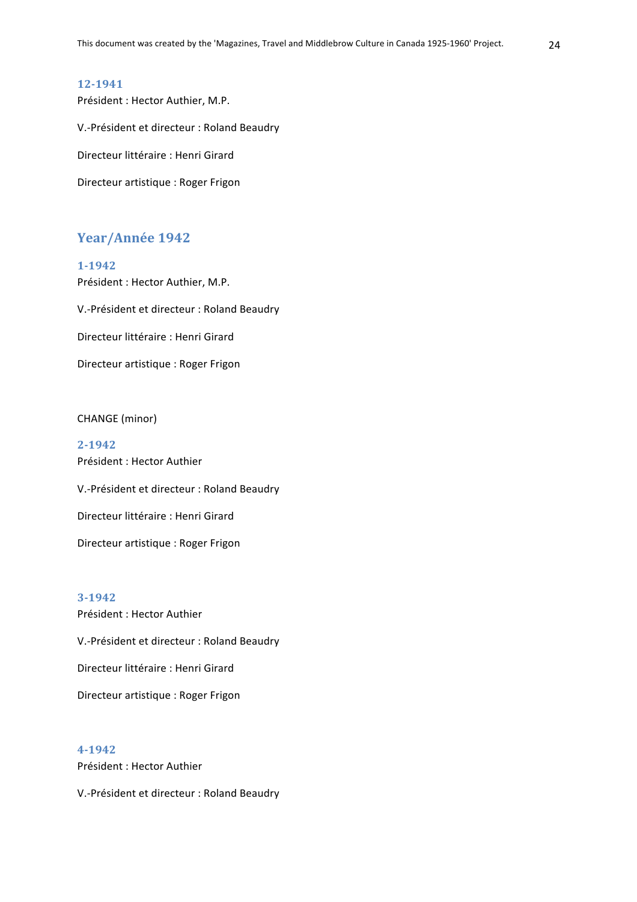### 12-1941

Président : Hector Authier, M.P.

V.-Président et directeur : Roland Beaudry

Directeur littéraire : Henri Girard

Directeur artistique : Roger Frigon

## Year/Année 1942

### 1-1942

Président : Hector Authier, M.P.

V.-Président et directeur : Roland Beaudry

Directeur littéraire : Henri Girard

Directeur artistique : Roger Frigon

CHANGE (minor)

### 2-1942

Président : Hector Authier

V.-Président et directeur : Roland Beaudry

Directeur littéraire : Henri Girard

Directeur artistique : Roger Frigon

### 3-1942

Président : Hector Authier

V.-Président et directeur : Roland Beaudry

Directeur littéraire : Henri Girard

Directeur artistique : Roger Frigon

### 4-1942

Président : Hector Authier

V.-Président et directeur : Roland Beaudry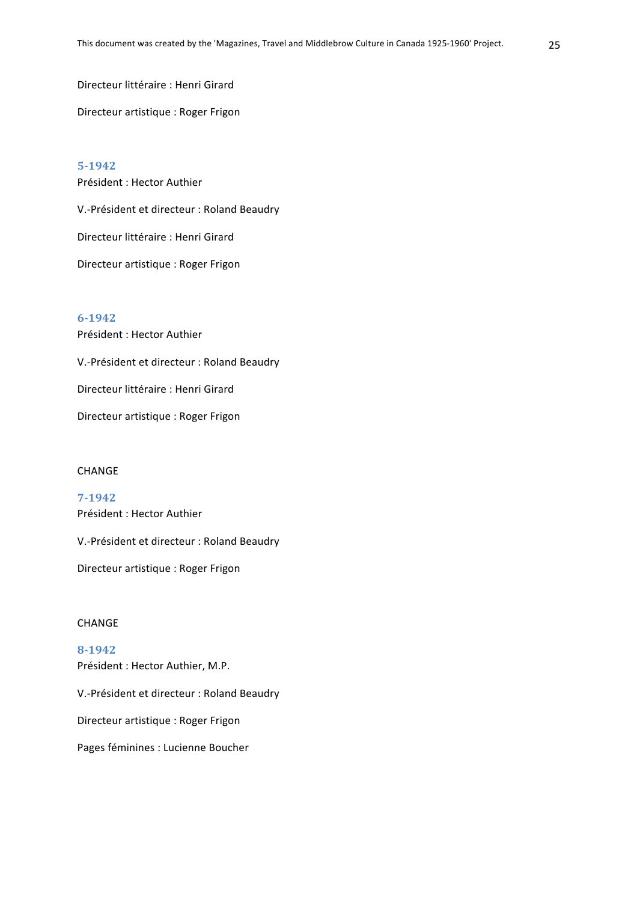Directeur littéraire : Henri Girard

Directeur artistique : Roger Frigon

### 5-1942

Président : Hector Authier

V.-Président et directeur : Roland Beaudry

Directeur littéraire : Henri Girard

Directeur artistique : Roger Frigon

### 6-1942

Président : Hector Authier

V.-Président et directeur : Roland Beaudry

Directeur littéraire : Henri Girard

Directeur artistique : Roger Frigon

CHANGE

### 7-1942

Président : Hector Authier

V.-Président et directeur : Roland Beaudry

Directeur artistique : Roger Frigon

CHANGE

### 8-1942

Président : Hector Authier, M.P.

V.-Président et directeur : Roland Beaudry

Directeur artistique : Roger Frigon

Pages féminines : Lucienne Boucher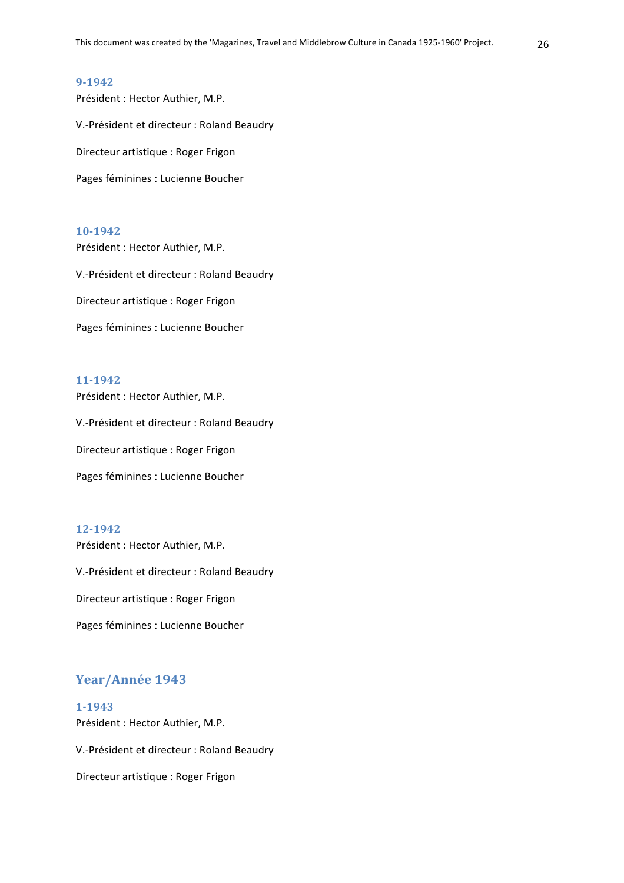### 9-1942

Président : Hector Authier, M.P.

V.-Président et directeur : Roland Beaudry

Directeur artistique : Roger Frigon

Pages féminines : Lucienne Boucher

### 10-1942

Président : Hector Authier, M.P.

V.-Président et directeur : Roland Beaudry

Directeur artistique : Roger Frigon

Pages féminines : Lucienne Boucher

### 11-1942

Président : Hector Authier, M.P.

V.-Président et directeur : Roland Beaudry

Directeur artistique : Roger Frigon

Pages féminines : Lucienne Boucher

### 12-1942

Président : Hector Authier, M.P.

V.-Président et directeur : Roland Beaudry

Directeur artistique : Roger Frigon

Pages féminines : Lucienne Boucher

## Year/Année 1943

### 1-1943

Président : Hector Authier, M.P.

V.-Président et directeur : Roland Beaudry

Directeur artistique : Roger Frigon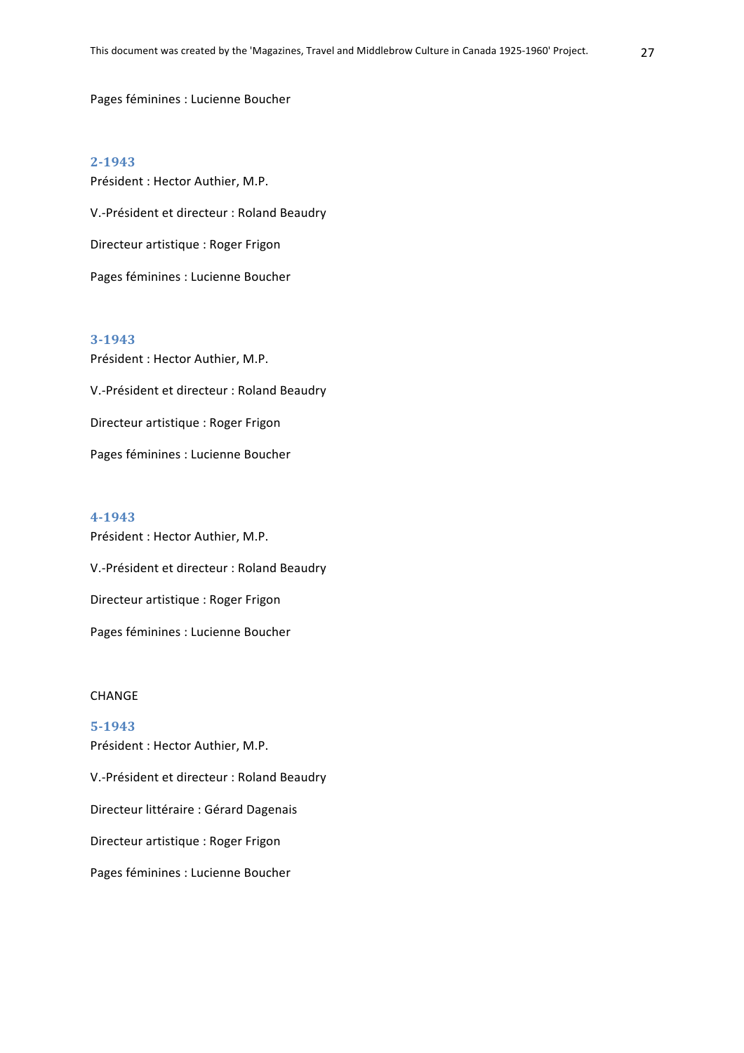Pages féminines : Lucienne Boucher

### 2-1943

Président : Hector Authier, M.P.

V.-Président et directeur : Roland Beaudry

Directeur artistique : Roger Frigon

Pages féminines : Lucienne Boucher

### 3-1943

Président : Hector Authier, M.P.

V.-Président et directeur : Roland Beaudry

Directeur artistique : Roger Frigon

Pages féminines : Lucienne Boucher

### 4-1943

Président : Hector Authier, M.P.

V.-Président et directeur : Roland Beaudry

Directeur artistique : Roger Frigon

Pages féminines : Lucienne Boucher

CHANGE

### 5-1943

Président : Hector Authier, M.P.

V.-Président et directeur : Roland Beaudry

Directeur littéraire : Gérard Dagenais

Directeur artistique : Roger Frigon

Pages féminines : Lucienne Boucher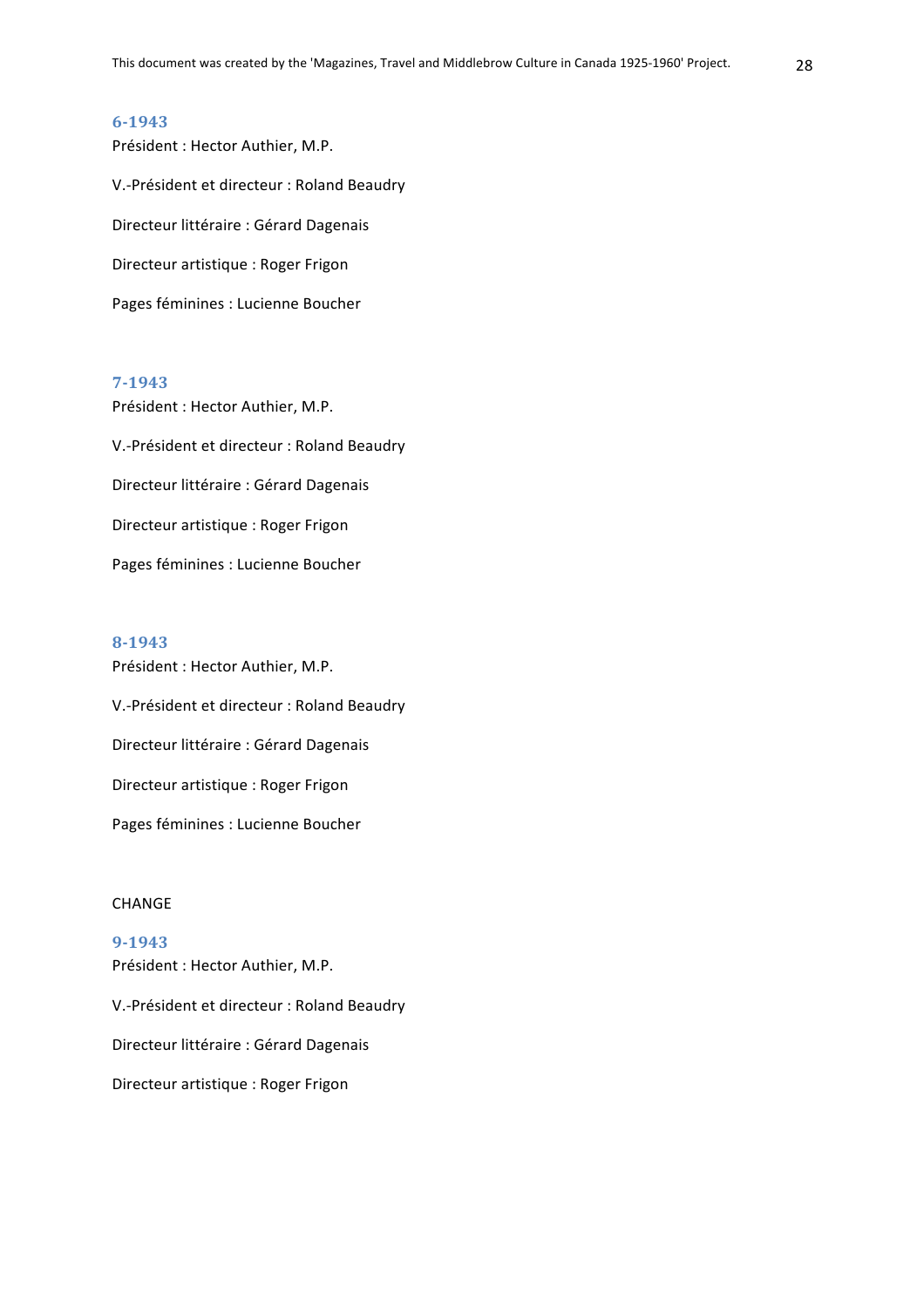### 6-1943

Président : Hector Authier, M.P.

V.-Président et directeur : Roland Beaudry

Directeur littéraire : Gérard Dagenais

Directeur artistique : Roger Frigon

Pages féminines : Lucienne Boucher

### 7-1943

Président : Hector Authier, M.P.

V.-Président et directeur : Roland Beaudry

Directeur littéraire : Gérard Dagenais

Directeur artistique : Roger Frigon

Pages féminines : Lucienne Boucher

### 8-1943

Président : Hector Authier, M.P.

V.-Président et directeur : Roland Beaudry

Directeur littéraire : Gérard Dagenais

Directeur artistique : Roger Frigon

Pages féminines : Lucienne Boucher

CHANGE

### 9-1943

Président : Hector Authier, M.P.

V.-Président et directeur : Roland Beaudry

Directeur littéraire : Gérard Dagenais

Directeur artistique : Roger Frigon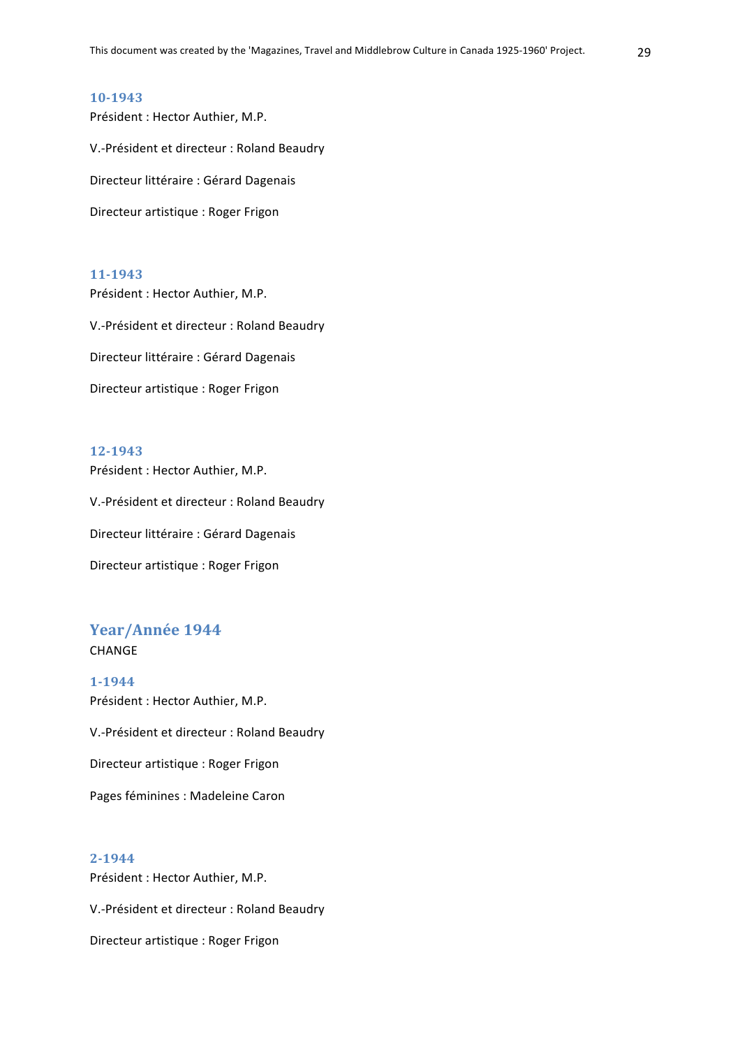### 10-1943

Président : Hector Authier, M.P.

V.-Président et directeur : Roland Beaudry

Directeur littéraire : Gérard Dagenais

Directeur artistique : Roger Frigon

### 11-1943

Président : Hector Authier, M.P.

V.-Président et directeur : Roland Beaudry

Directeur littéraire : Gérard Dagenais

Directeur artistique : Roger Frigon

### 12-1943

Président : Hector Authier, M.P.

V.-Président et directeur : Roland Beaudry

Directeur littéraire : Gérard Dagenais

Directeur artistique : Roger Frigon

## Year/Année 1944

CHANGE

### 1-1944

Président : Hector Authier, M.P.

V.-Président et directeur : Roland Beaudry

Directeur artistique : Roger Frigon

Pages féminines : Madeleine Caron

### 2-1944

Président : Hector Authier, M.P.

V.-Président et directeur : Roland Beaudry

Directeur artistique : Roger Frigon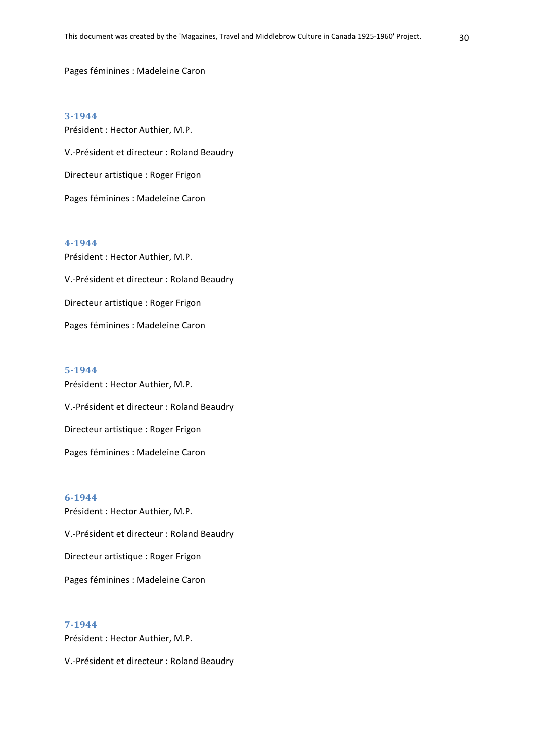Pages féminines : Madeleine Caron

### 3-1944

Président : Hector Authier, M.P.

V.-Président et directeur : Roland Beaudry

Directeur artistique : Roger Frigon

Pages féminines : Madeleine Caron

### 4-1944

Président : Hector Authier, M.P.

V.-Président et directeur : Roland Beaudry

Directeur artistique : Roger Frigon

Pages féminines : Madeleine Caron

### 5-1944

Président : Hector Authier, M.P.

V.-Président et directeur : Roland Beaudry

Directeur artistique : Roger Frigon

Pages féminines : Madeleine Caron

### 6-1944

Président : Hector Authier, M.P.

V.-Président et directeur : Roland Beaudry

Directeur artistique : Roger Frigon

Pages féminines : Madeleine Caron

### 7-1944

Président : Hector Authier, M.P.

V.-Président et directeur : Roland Beaudry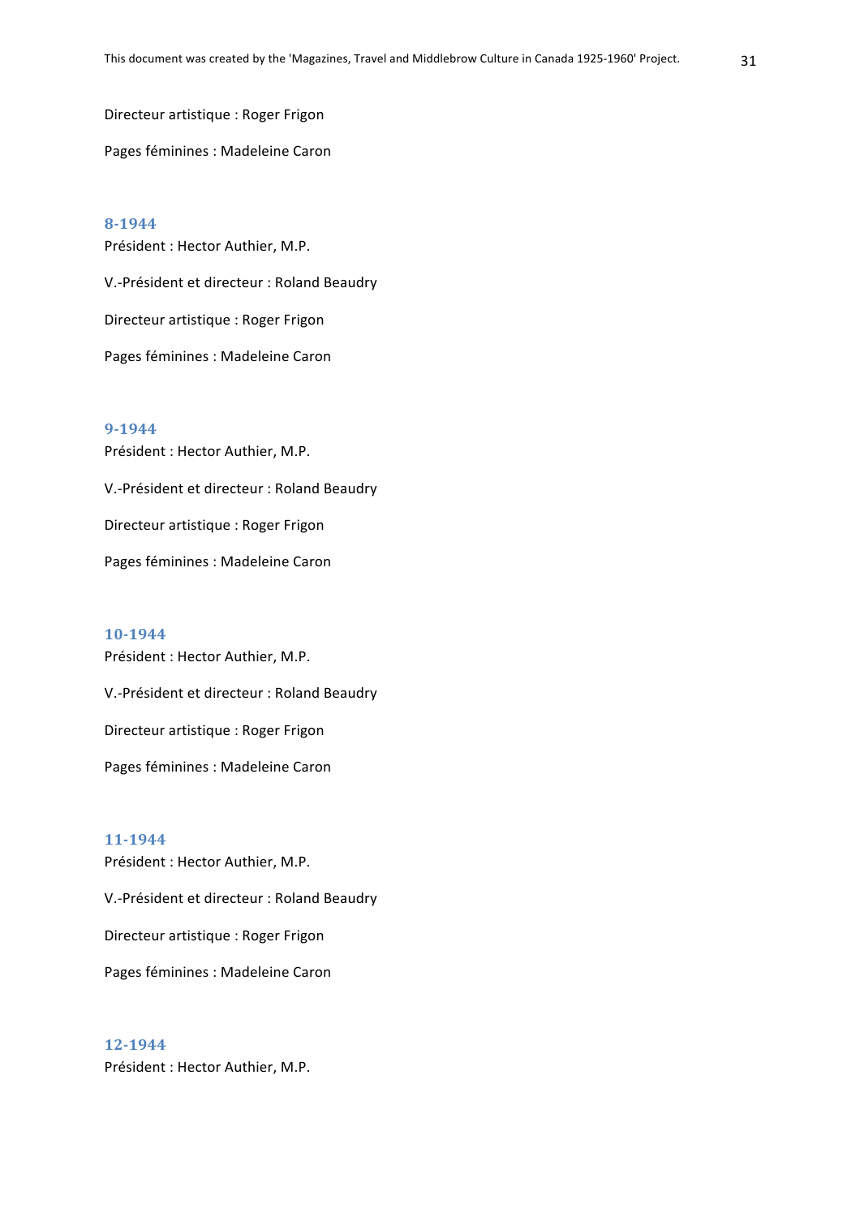Directeur artistique : Roger Frigon

Pages féminines : Madeleine Caron

### 8-1944

Président : Hector Authier, M.P.

V.-Président et directeur : Roland Beaudry

Directeur artistique : Roger Frigon

Pages féminines : Madeleine Caron

### 9-1944

Président : Hector Authier, M.P.

V.-Président et directeur : Roland Beaudry

Directeur artistique : Roger Frigon

Pages féminines : Madeleine Caron

### 10-1944

Président : Hector Authier, M.P.

V.-Président et directeur : Roland Beaudry

Directeur artistique : Roger Frigon

Pages féminines : Madeleine Caron

### 11-1944

Président : Hector Authier, M.P.

V.-Président et directeur : Roland Beaudry

Directeur artistique : Roger Frigon

Pages féminines : Madeleine Caron

### 12-1944

Président : Hector Authier, M.P.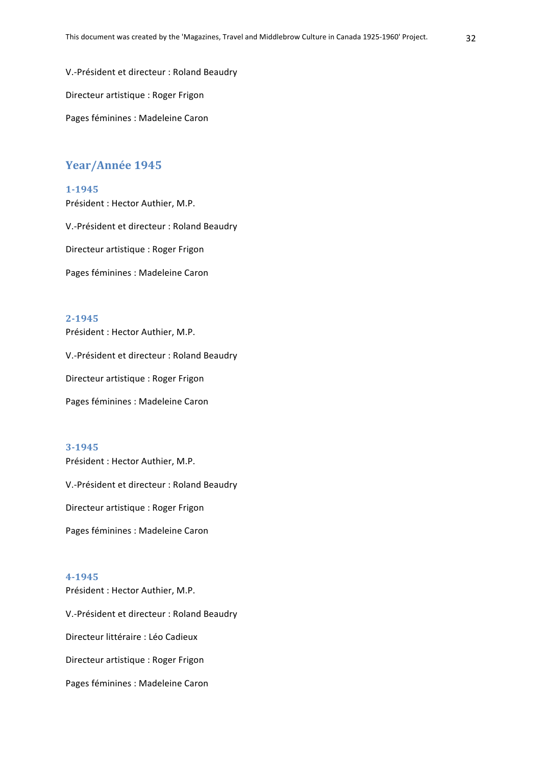V.-Président et directeur : Roland Beaudry

Directeur artistique : Roger Frigon

Pages féminines : Madeleine Caron

## Year/Année 1945

### 1-1945

Président : Hector Authier, M.P.

V.-Président et directeur : Roland Beaudry

Directeur artistique : Roger Frigon

Pages féminines : Madeleine Caron

### 2-1945

Président : Hector Authier, M.P.

V.-Président et directeur : Roland Beaudry

Directeur artistique : Roger Frigon

Pages féminines : Madeleine Caron

### 3-1945

Président : Hector Authier, M.P.

V.-Président et directeur : Roland Beaudry

Directeur artistique : Roger Frigon

Pages féminines : Madeleine Caron

### 4-1945

Président : Hector Authier, M.P.

V.-Président et directeur : Roland Beaudry

Directeur littéraire : Léo Cadieux

Directeur artistique : Roger Frigon

Pages féminines : Madeleine Caron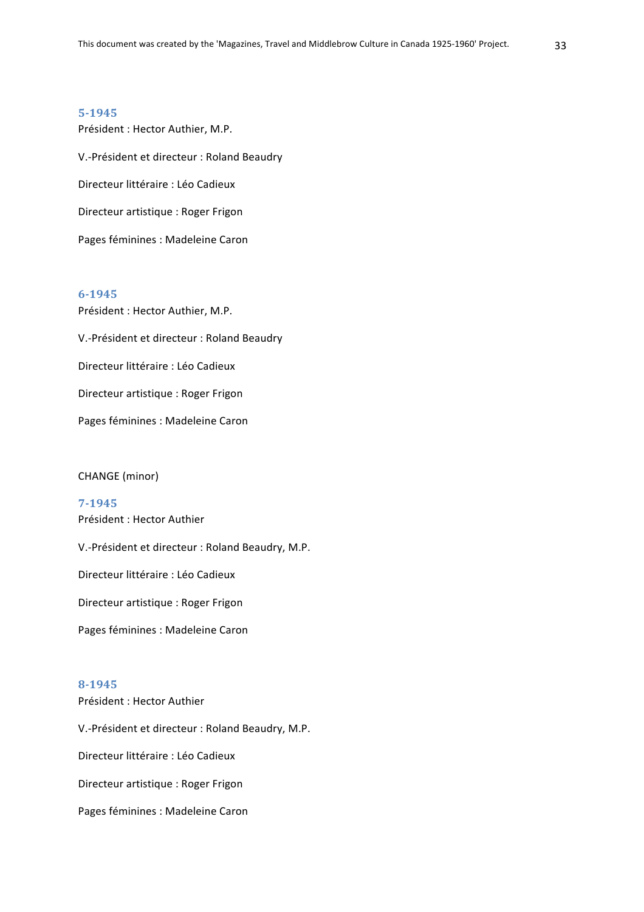### 5-1945

Président : Hector Authier, M.P.

V.-Président et directeur : Roland Beaudry

Directeur littéraire : Léo Cadieux

Directeur artistique : Roger Frigon

Pages féminines : Madeleine Caron

### 6-1945

Président : Hector Authier, M.P.

V.-Président et directeur : Roland Beaudry

Directeur littéraire : Léo Cadieux

Directeur artistique : Roger Frigon

Pages féminines : Madeleine Caron

CHANGE (minor)

### 7-1945

Président : Hector Authier

V.-Président et directeur : Roland Beaudry, M.P.

Directeur littéraire : Léo Cadieux

Directeur artistique : Roger Frigon

Pages féminines : Madeleine Caron

### 8-1945

Président : Hector Authier

V.-Président et directeur : Roland Beaudry, M.P.

Directeur littéraire : Léo Cadieux

Directeur artistique : Roger Frigon

Pages féminines : Madeleine Caron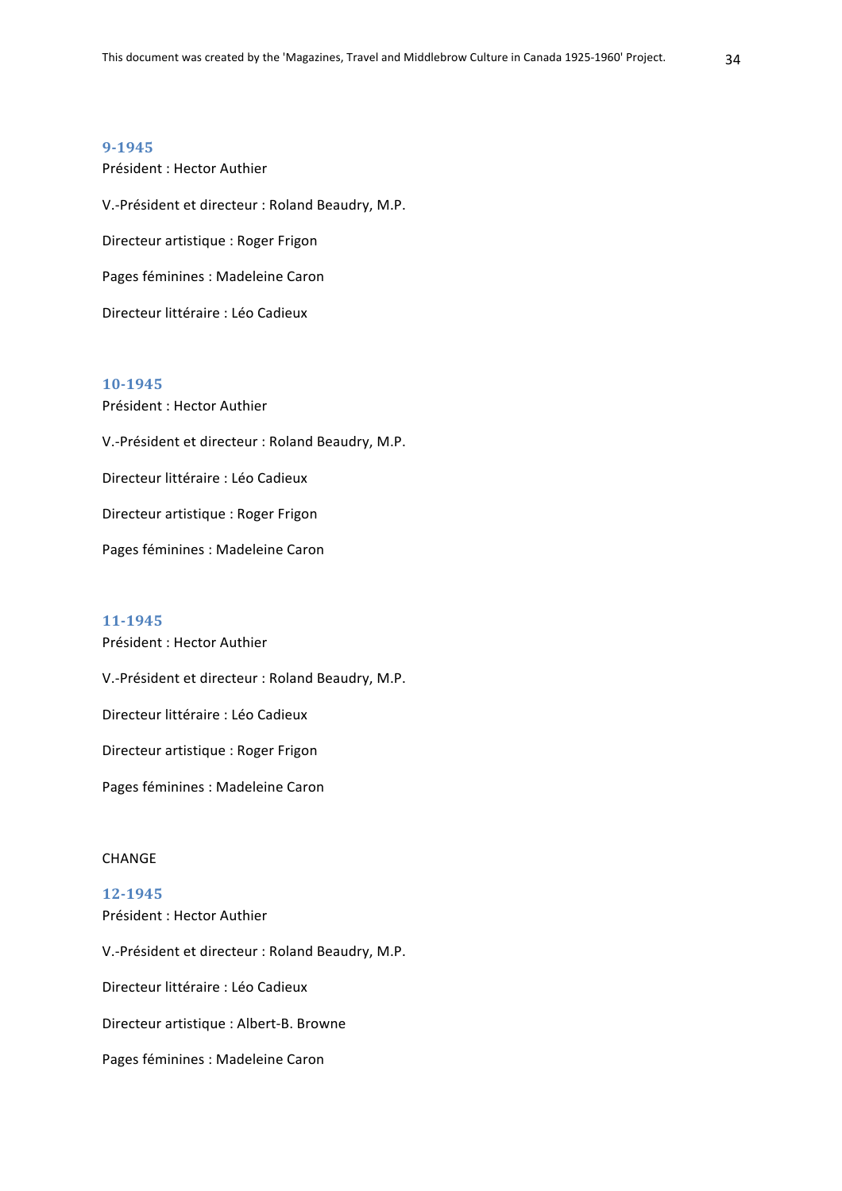### 9-1945

Président : Hector Authier

V.-Président et directeur : Roland Beaudry, M.P.

Directeur artistique : Roger Frigon

Pages féminines : Madeleine Caron

Directeur littéraire : Léo Cadieux

### 10-1945

Président : Hector Authier

V.-Président et directeur : Roland Beaudry, M.P.

Directeur littéraire : Léo Cadieux

Directeur artistique : Roger Frigon

Pages féminines : Madeleine Caron

### 11-1945

Président : Hector Authier

V.-Président et directeur : Roland Beaudry, M.P.

Directeur littéraire : Léo Cadieux

Directeur artistique : Roger Frigon

Pages féminines : Madeleine Caron

CHANGE

### 12-1945

Président : Hector Authier

V.-Président et directeur : Roland Beaudry, M.P.

Directeur littéraire : Léo Cadieux

Directeur artistique : Albert-B. Browne

Pages féminines : Madeleine Caron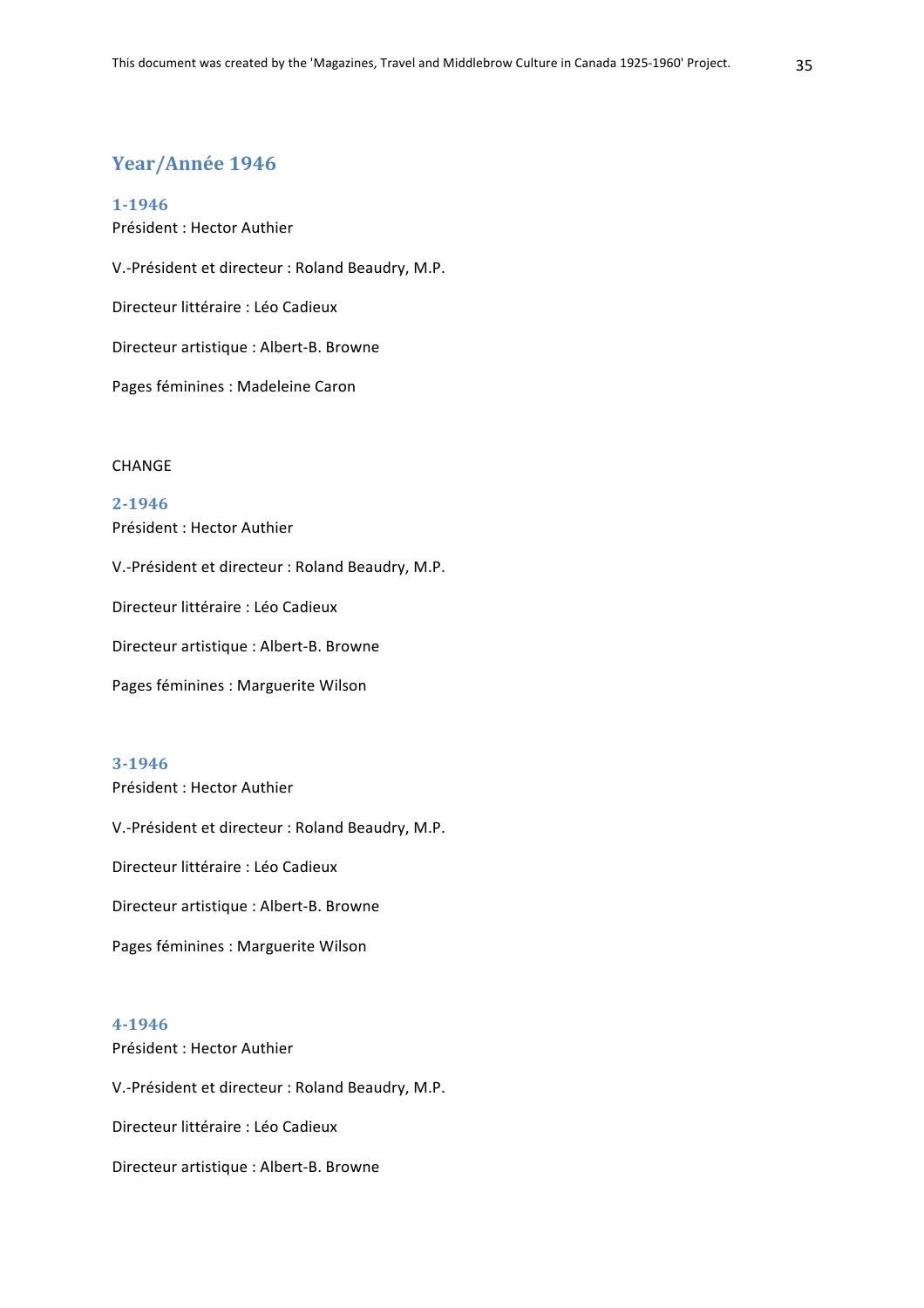## Year/Année 1946

### 1-1946

Président : Hector Authier

V.-Président et directeur : Roland Beaudry, M.P.

Directeur littéraire : Léo Cadieux

Directeur artistique : Albert-B. Browne

Pages féminines : Madeleine Caron

CHANGE

### 2-1946

Président : Hector Authier

V.-Président et directeur : Roland Beaudry, M.P.

Directeur littéraire : Léo Cadieux

Directeur artistique : Albert-B. Browne

Pages féminines : Marguerite Wilson

### 3-1946

Président : Hector Authier

V.-Président et directeur : Roland Beaudry, M.P.

Directeur littéraire : Léo Cadieux

Directeur artistique : Albert-B. Browne

Pages féminines : Marguerite Wilson

### 4-1946

Président : Hector Authier

V.-Président et directeur : Roland Beaudry, M.P.

Directeur littéraire : Léo Cadieux

Directeur artistique : Albert-B. Browne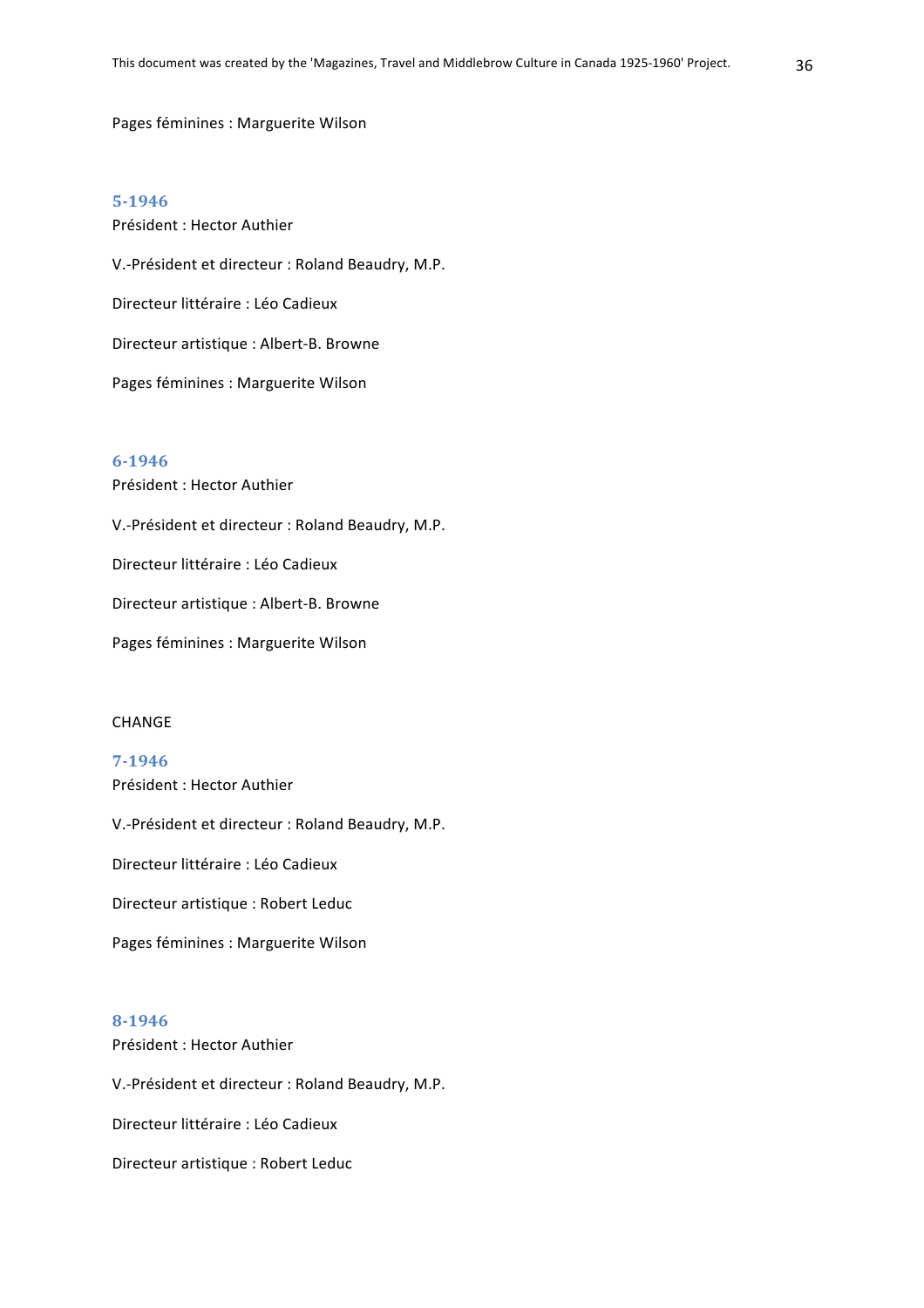Pages féminines : Marguerite Wilson

### 5-1946

Président : Hector Authier

V.-Président et directeur : Roland Beaudry, M.P.

Directeur littéraire : Léo Cadieux

Directeur artistique : Albert-B. Browne

Pages féminines : Marguerite Wilson

### 6-1946

Président : Hector Authier

V.-Président et directeur : Roland Beaudry, M.P.

Directeur littéraire : Léo Cadieux

Directeur artistique : Albert-B. Browne

Pages féminines : Marguerite Wilson

CHANGE

### 7-1946

Président : Hector Authier

V.-Président et directeur : Roland Beaudry, M.P.

Directeur littéraire : Léo Cadieux

Directeur artistique : Robert Leduc

Pages féminines : Marguerite Wilson

### 8-1946

Président : Hector Authier

V.-Président et directeur : Roland Beaudry, M.P.

Directeur littéraire : Léo Cadieux

Directeur artistique : Robert Leduc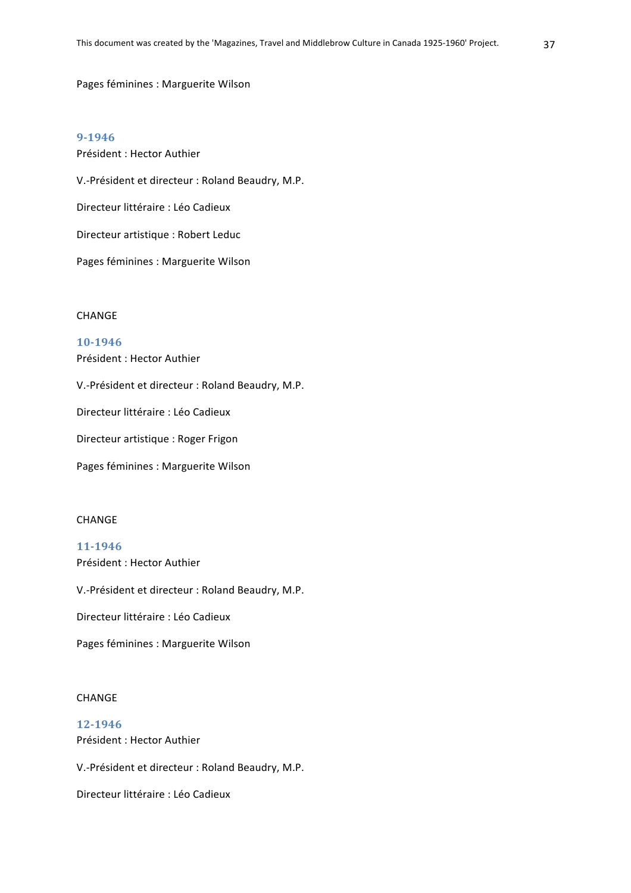Pages féminines : Marguerite Wilson

### 9-1946

Président : Hector Authier

V.-Président et directeur : Roland Beaudry, M.P.

Directeur littéraire : Léo Cadieux

Directeur artistique : Robert Leduc

Pages féminines : Marguerite Wilson

CHANGE

### 10-1946

Président : Hector Authier

V.-Président et directeur : Roland Beaudry, M.P.

Directeur littéraire : Léo Cadieux

Directeur artistique : Roger Frigon

Pages féminines : Marguerite Wilson

CHANGE

### 11-1946

Président : Hector Authier

V.-Président et directeur : Roland Beaudry, M.P.

Directeur littéraire : Léo Cadieux

Pages féminines : Marguerite Wilson

CHANGE

### 12-1946

Président : Hector Authier

V.-Président et directeur : Roland Beaudry, M.P.

Directeur littéraire : Léo Cadieux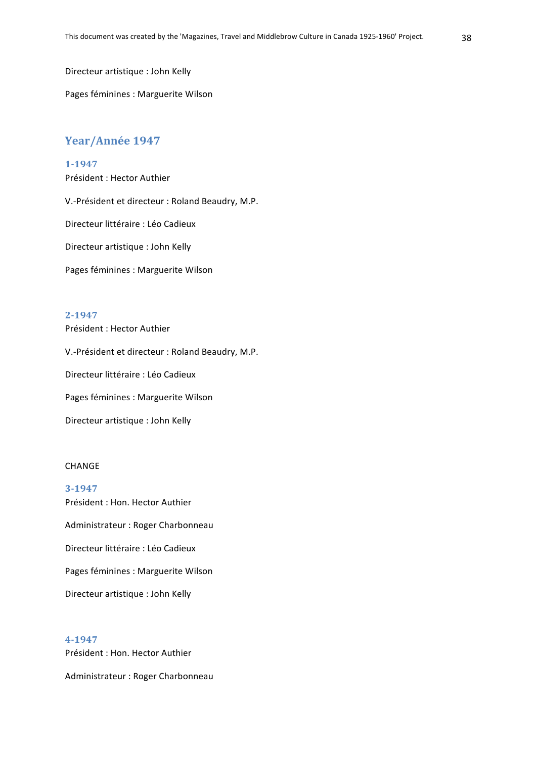Directeur artistique : John Kelly

Pages féminines : Marguerite Wilson

## Year/Année 1947

### 1-1947

Président : Hector Authier

V.-Président et directeur : Roland Beaudry, M.P.

Directeur littéraire : Léo Cadieux

Directeur artistique : John Kelly

Pages féminines : Marguerite Wilson

### 2-1947

Président : Hector Authier

V.-Président et directeur : Roland Beaudry, M.P.

Directeur littéraire : Léo Cadieux

Pages féminines : Marguerite Wilson

Directeur artistique : John Kelly

CHANGE

### 3-1947

Président : Hon. Hector Authier

Administrateur : Roger Charbonneau

Directeur littéraire : Léo Cadieux

Pages féminines : Marguerite Wilson

Directeur artistique : John Kelly

### 4-1947

Président : Hon. Hector Authier

Administrateur : Roger Charbonneau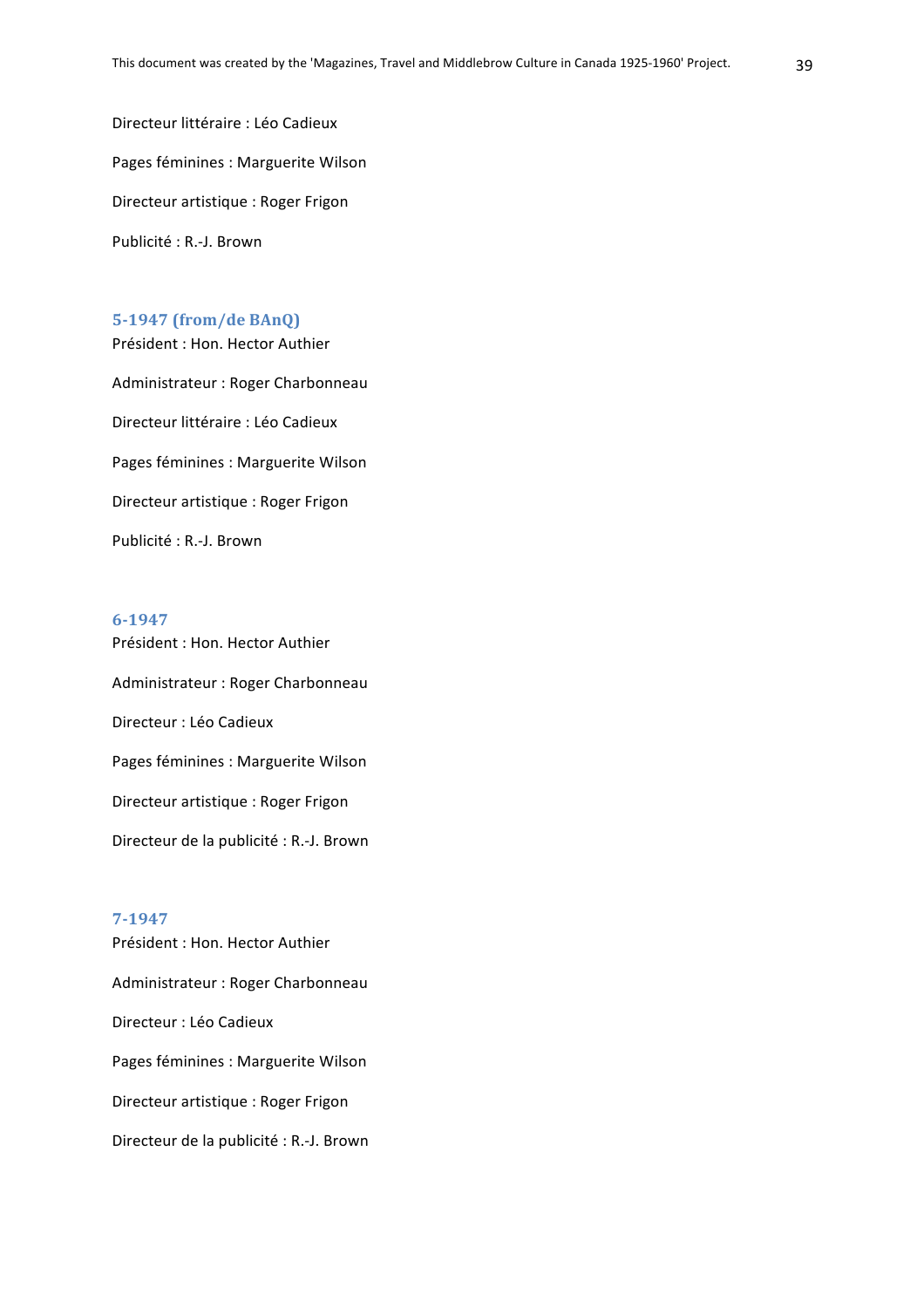Directeur littéraire : Léo Cadieux

Pages féminines : Marguerite Wilson

Directeur artistique : Roger Frigon

Publicité : R.-J. Brown

### 5-1947 (from/de BAnQ)

Président : Hon. Hector Authier

Administrateur : Roger Charbonneau

Directeur littéraire : Léo Cadieux

Pages féminines : Marguerite Wilson

Directeur artistique : Roger Frigon

Publicité : R.-J. Brown

### 6-1947

Président : Hon. Hector Authier

Administrateur : Roger Charbonneau

Directeur : Léo Cadieux

Pages féminines : Marguerite Wilson

Directeur artistique : Roger Frigon

Directeur de la publicité : R.-J. Brown

### 7-1947

Président : Hon. Hector Authier

Administrateur : Roger Charbonneau

Directeur : Léo Cadieux

Pages féminines : Marguerite Wilson

Directeur artistique : Roger Frigon

Directeur de la publicité : R.-J. Brown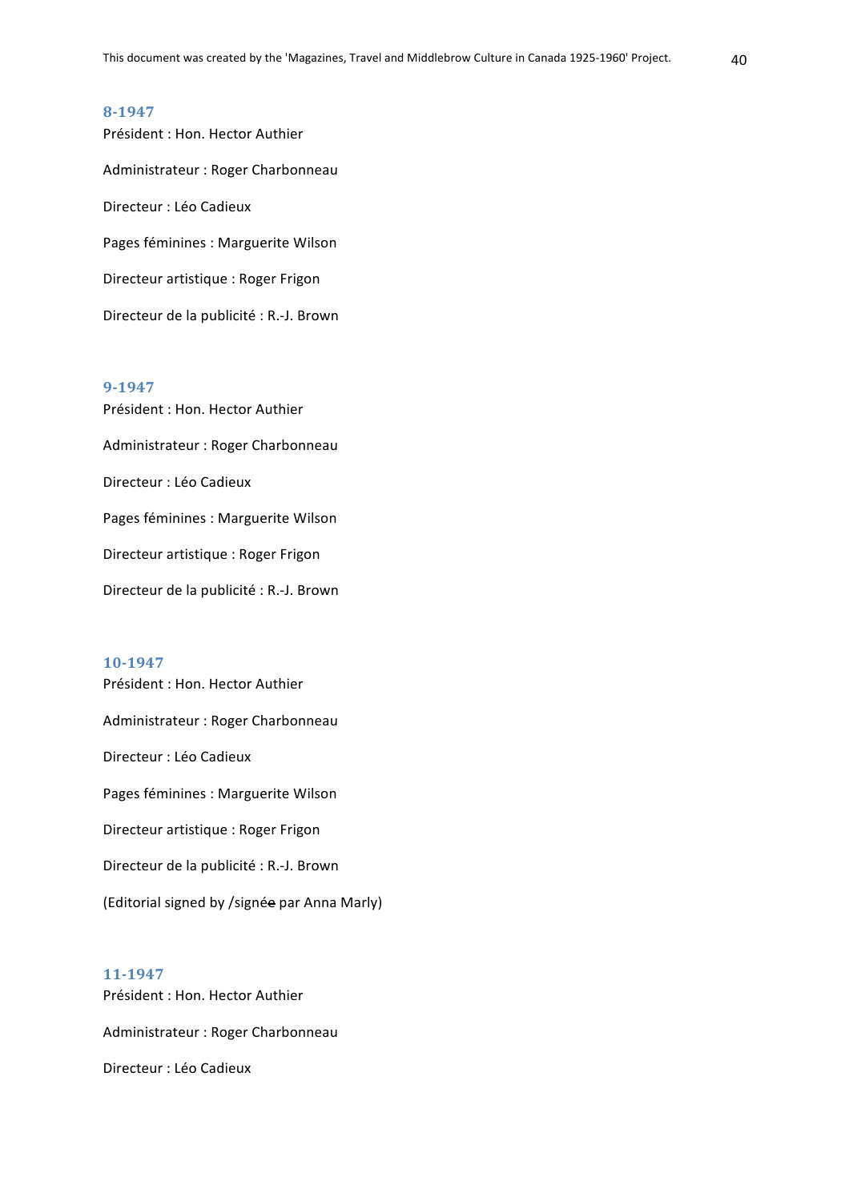### 8-1947

Président : Hon. Hector Authier

Administrateur : Roger Charbonneau

Directeur : Léo Cadieux

Pages féminines : Marguerite Wilson

Directeur artistique : Roger Frigon

Directeur de la publicité : R.-J. Brown

### 9-1947

Président : Hon. Hector Authier

Administrateur : Roger Charbonneau

Directeur : Léo Cadieux

Pages féminines : Marguerite Wilson

Directeur artistique : Roger Frigon

Directeur de la publicité : R.-J. Brown

### 10-1947

Président : Hon. Hector Authier

Administrateur : Roger Charbonneau

Directeur : Léo Cadieux

Pages féminines : Marguerite Wilson

Directeur artistique : Roger Frigon

Directeur de la publicité : R.-J. Brown

(Editorial signed by /signée par Anna Marly)

### 11-1947

Président : Hon. Hector Authier

Administrateur : Roger Charbonneau

Directeur : Léo Cadieux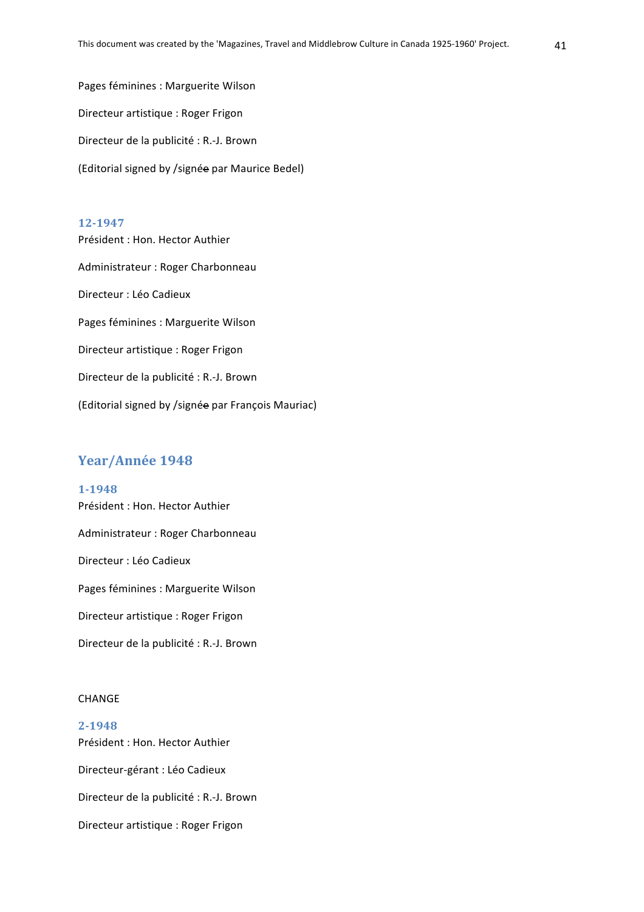Pages féminines : Marguerite Wilson

Directeur artistique : Roger Frigon

Directeur de la publicité : R.-J. Brown

(Editorial signed by /signée par Maurice Bedel)

### 12-1947

Président : Hon. Hector Authier

Administrateur : Roger Charbonneau

Directeur : Léo Cadieux

Pages féminines : Marguerite Wilson

Directeur artistique : Roger Frigon

Directeur de la publicité : R.-J. Brown

(Editorial signed by /signée par François Mauriac)

## Year/Année 1948

### 1-1948

Président : Hon. Hector Authier

Administrateur : Roger Charbonneau

Directeur : Léo Cadieux

Pages féminines : Marguerite Wilson

Directeur artistique : Roger Frigon

Directeur de la publicité : R.-J. Brown

CHANGE

### 2-1948

Président : Hon. Hector Authier

Directeur-gérant : Léo Cadieux

Directeur de la publicité : R.-J. Brown

Directeur artistique : Roger Frigon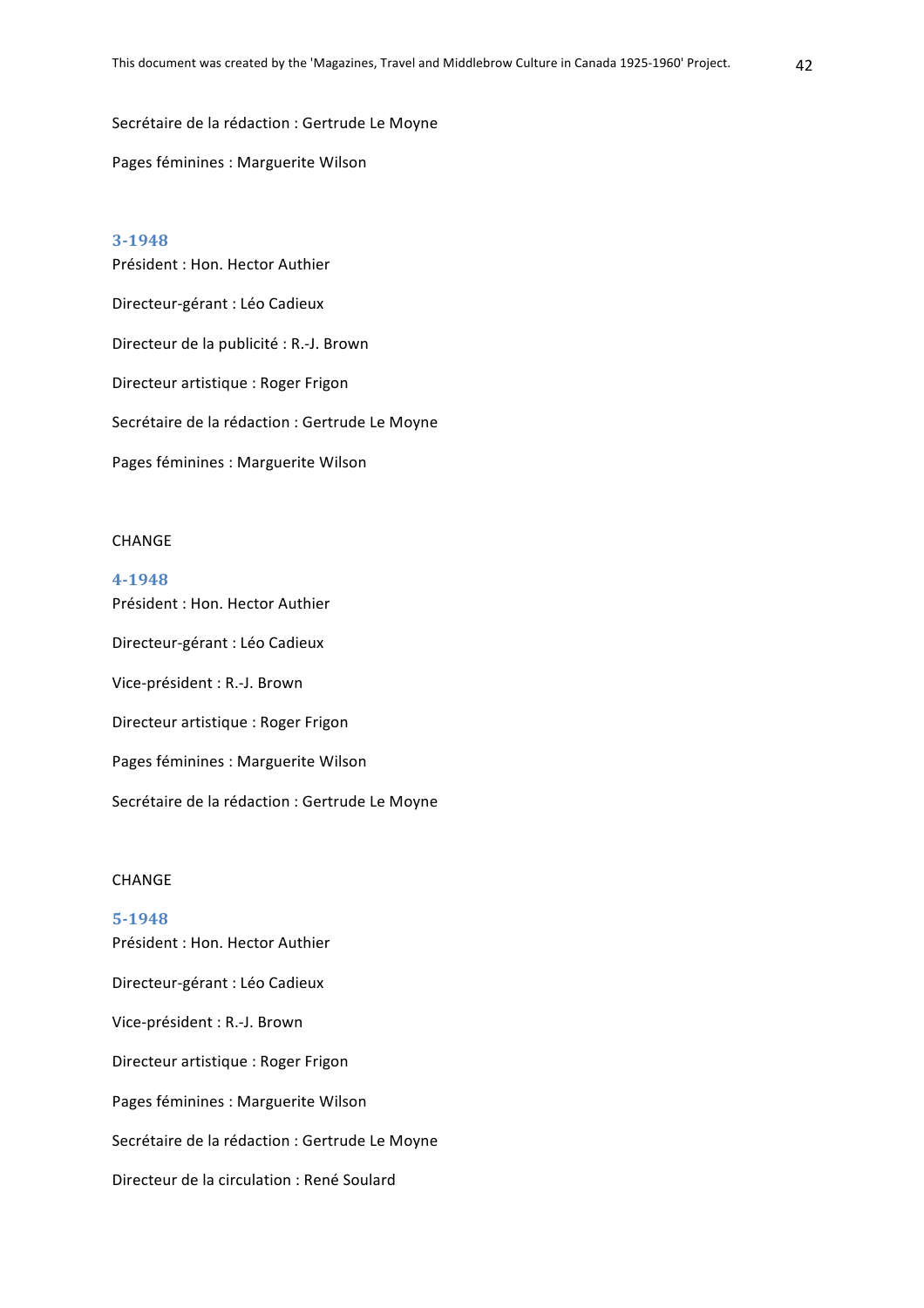Secrétaire de la rédaction : Gertrude Le Moyne

Pages féminines : Marguerite Wilson

### 3-1948

Président : Hon. Hector Authier

Directeur-gérant : Léo Cadieux

Directeur de la publicité : R.-J. Brown

Directeur artistique : Roger Frigon

Secrétaire de la rédaction : Gertrude Le Moyne

Pages féminines : Marguerite Wilson

CHANGE

### 4-1948

Président : Hon. Hector Authier

Directeur-gérant : Léo Cadieux

Vice-président : R.-J. Brown

Directeur artistique : Roger Frigon

Pages féminines : Marguerite Wilson

Secrétaire de la rédaction : Gertrude Le Moyne

CHANGE

### 5-1948

Président : Hon. Hector Authier

Directeur-gérant : Léo Cadieux

Vice-président : R.-J. Brown

Directeur artistique : Roger Frigon

Pages féminines : Marguerite Wilson

Secrétaire de la rédaction : Gertrude Le Moyne

Directeur de la circulation : René Soulard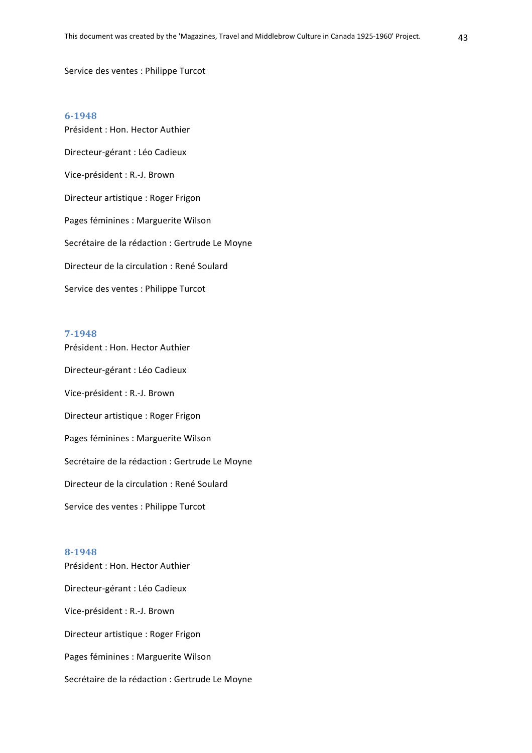Service des ventes : Philippe Turcot

### 6-1948

Président : Hon. Hector Authier

Directeur-gérant : Léo Cadieux

Vice-président : R.-J. Brown

Directeur artistique : Roger Frigon

Pages féminines : Marguerite Wilson

Secrétaire de la rédaction : Gertrude Le Moyne

Directeur de la circulation : René Soulard

Service des ventes : Philippe Turcot

### 7-1948

Président : Hon. Hector Authier

Directeur-gérant : Léo Cadieux

Vice-président : R.-J. Brown

Directeur artistique : Roger Frigon

Pages féminines : Marguerite Wilson

Secrétaire de la rédaction : Gertrude Le Moyne

Directeur de la circulation : René Soulard

Service des ventes : Philippe Turcot

### 8-1948

Président : Hon. Hector Authier

Directeur-gérant : Léo Cadieux

Vice-président : R.-J. Brown

Directeur artistique : Roger Frigon

Pages féminines : Marguerite Wilson

Secrétaire de la rédaction : Gertrude Le Moyne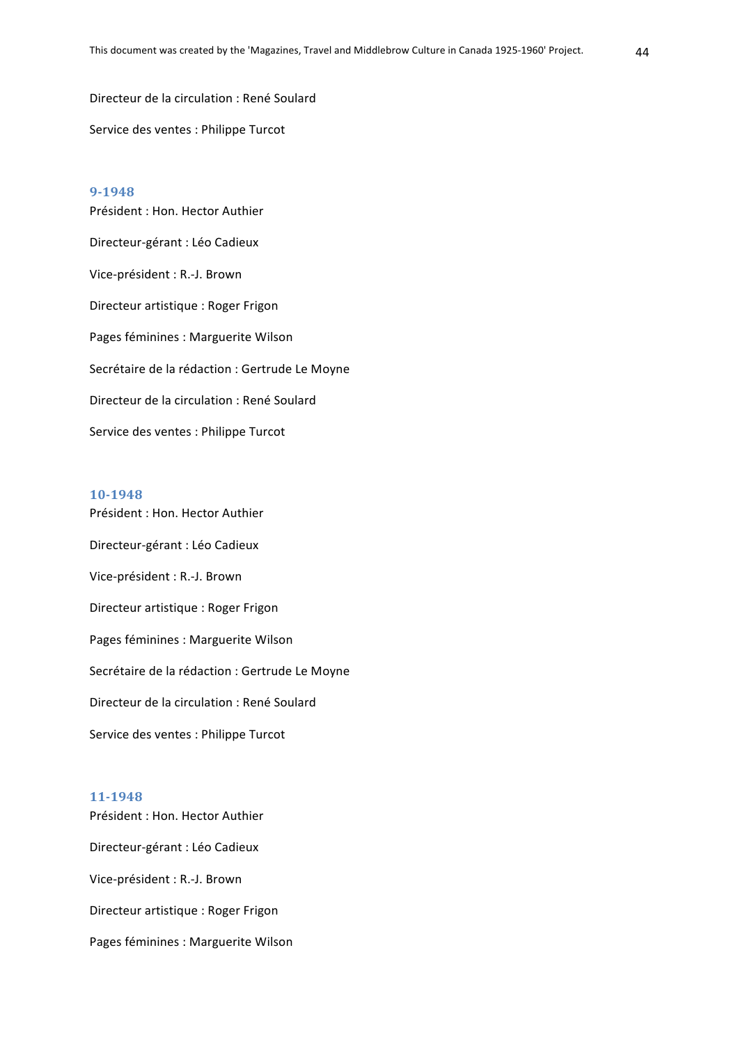Directeur de la circulation : René Soulard

Service des ventes : Philippe Turcot

### 9-1948

Président : Hon. Hector Authier

Directeur-gérant : Léo Cadieux

Vice-président : R.-J. Brown

Directeur artistique : Roger Frigon

Pages féminines : Marguerite Wilson

Secrétaire de la rédaction : Gertrude Le Moyne

Directeur de la circulation : René Soulard

Service des ventes : Philippe Turcot

### 10-1948

Président : Hon. Hector Authier

Directeur-gérant : Léo Cadieux

Vice-président : R.-J. Brown

Directeur artistique : Roger Frigon

Pages féminines : Marguerite Wilson

Secrétaire de la rédaction : Gertrude Le Moyne

Directeur de la circulation : René Soulard

Service des ventes : Philippe Turcot

### 11-1948

Président : Hon. Hector Authier

Directeur-gérant : Léo Cadieux

Vice-président : R.-J. Brown

Directeur artistique : Roger Frigon

Pages féminines : Marguerite Wilson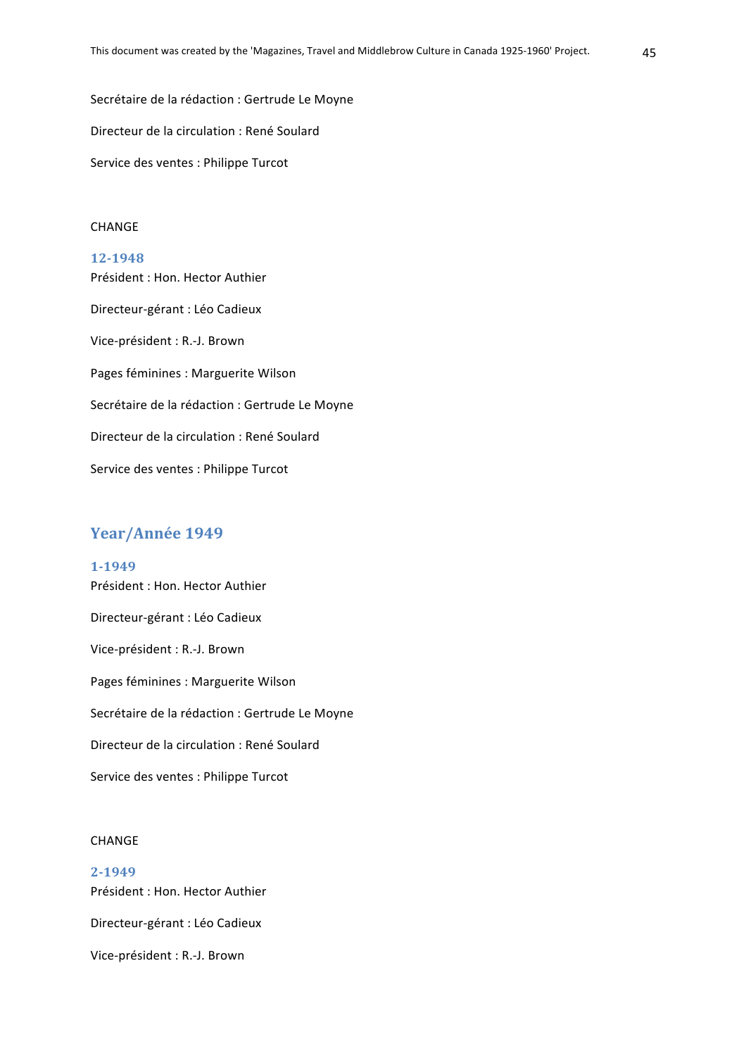Secrétaire de la rédaction : Gertrude Le Moyne

Directeur de la circulation : René Soulard

Service des ventes : Philippe Turcot

CHANGE

### 12-1948

Président : Hon. Hector Authier

Directeur-gérant : Léo Cadieux

Vice-président : R.-J. Brown

Pages féminines : Marguerite Wilson

Secrétaire de la rédaction : Gertrude Le Moyne

Directeur de la circulation : René Soulard

Service des ventes : Philippe Turcot

## Year/Année 1949

### 1-1949

Président : Hon. Hector Authier

Directeur-gérant : Léo Cadieux

Vice-président : R.-J. Brown

Pages féminines : Marguerite Wilson

Secrétaire de la rédaction : Gertrude Le Moyne

Directeur de la circulation : René Soulard

Service des ventes : Philippe Turcot

CHANGE

### 2-1949

Président : Hon. Hector Authier

Directeur-gérant : Léo Cadieux

Vice-président : R.-J. Brown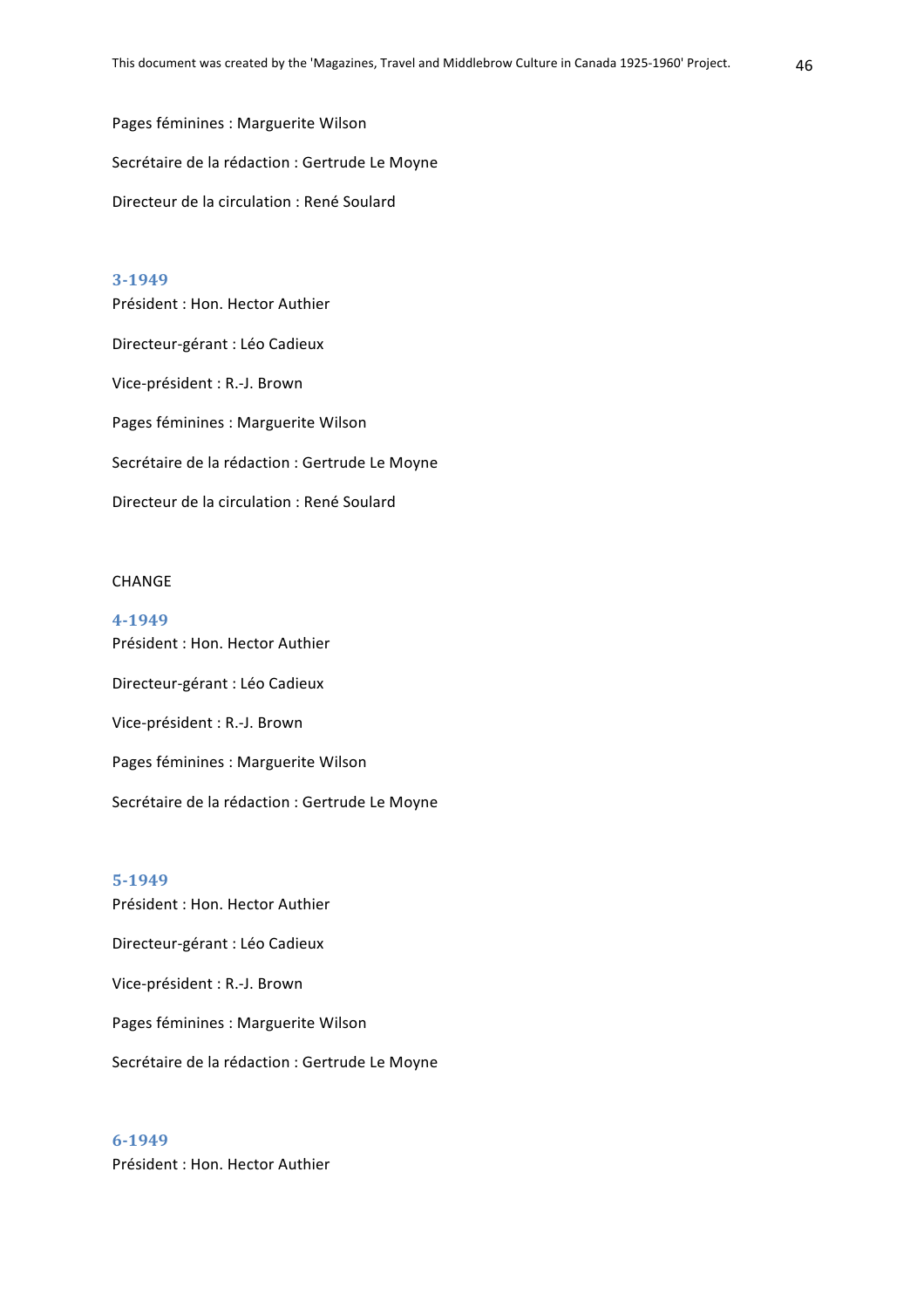Pages féminines : Marguerite Wilson

Secrétaire de la rédaction : Gertrude Le Moyne

Directeur de la circulation : René Soulard

### 3-1949

Président : Hon. Hector Authier

Directeur-gérant : Léo Cadieux

Vice-président : R.-J. Brown

Pages féminines : Marguerite Wilson

Secrétaire de la rédaction : Gertrude Le Moyne

Directeur de la circulation : René Soulard

CHANGE

### 4-1949

Président : Hon. Hector Authier

Directeur-gérant : Léo Cadieux

Vice-président : R.-J. Brown

Pages féminines : Marguerite Wilson

Secrétaire de la rédaction : Gertrude Le Moyne

### 5-1949

Président : Hon. Hector Authier

Directeur-gérant : Léo Cadieux

Vice-président : R.-J. Brown

Pages féminines : Marguerite Wilson

Secrétaire de la rédaction : Gertrude Le Moyne

### 6-1949

Président : Hon. Hector Authier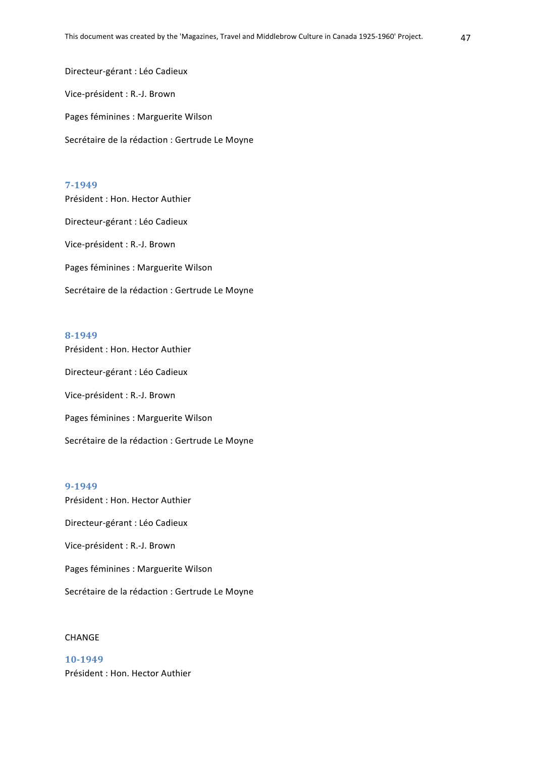Directeur-gérant : Léo Cadieux

Vice-président : R.-J. Brown

Pages féminines : Marguerite Wilson

Secrétaire de la rédaction : Gertrude Le Moyne

### 7-1949

Président : Hon. Hector Authier

Directeur-gérant : Léo Cadieux

Vice-président : R.-J. Brown

Pages féminines : Marguerite Wilson

Secrétaire de la rédaction : Gertrude Le Moyne

### 8-1949

Président : Hon. Hector Authier

Directeur-gérant : Léo Cadieux

Vice-président : R.-J. Brown

Pages féminines : Marguerite Wilson

Secrétaire de la rédaction : Gertrude Le Moyne

### 9-1949

Président : Hon. Hector Authier

Directeur-gérant : Léo Cadieux

Vice-président : R.-J. Brown

Pages féminines : Marguerite Wilson

Secrétaire de la rédaction : Gertrude Le Moyne

CHANGE

### 10-1949

Président : Hon. Hector Authier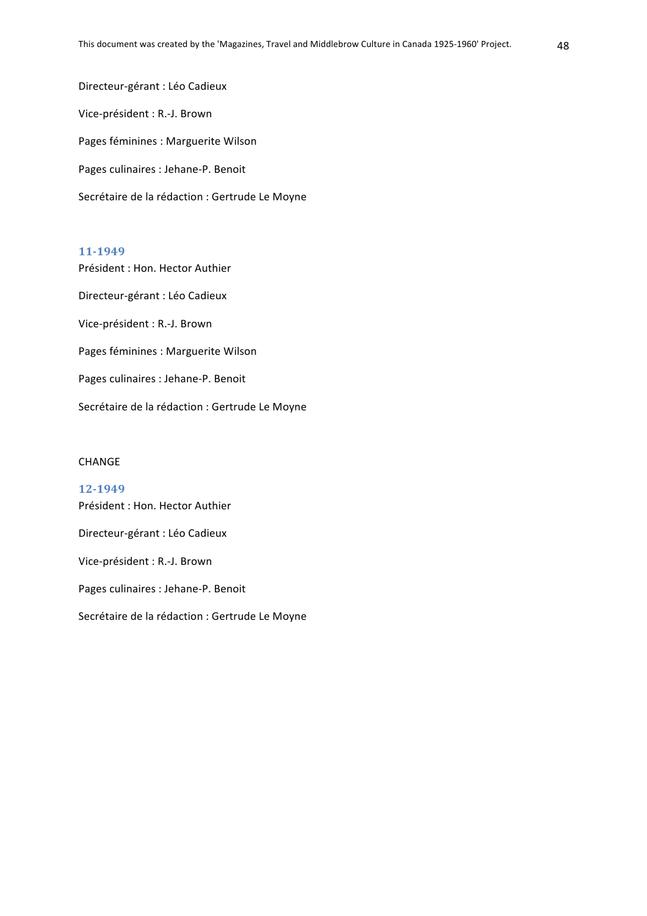Directeur-gérant : Léo Cadieux

Vice-président : R.-J. Brown

Pages féminines : Marguerite Wilson

Pages culinaires : Jehane-P. Benoit

Secrétaire de la rédaction : Gertrude Le Moyne

### 11-1949

Président : Hon. Hector Authier

Directeur-gérant : Léo Cadieux

Vice-président : R.-J. Brown

Pages féminines : Marguerite Wilson

Pages culinaires : Jehane-P. Benoit

Secrétaire de la rédaction : Gertrude Le Moyne

CHANGE

### 12-1949

Président : Hon. Hector Authier

Directeur-gérant : Léo Cadieux

Vice-président : R.-J. Brown

Pages culinaires : Jehane-P. Benoit

Secrétaire de la rédaction : Gertrude Le Moyne